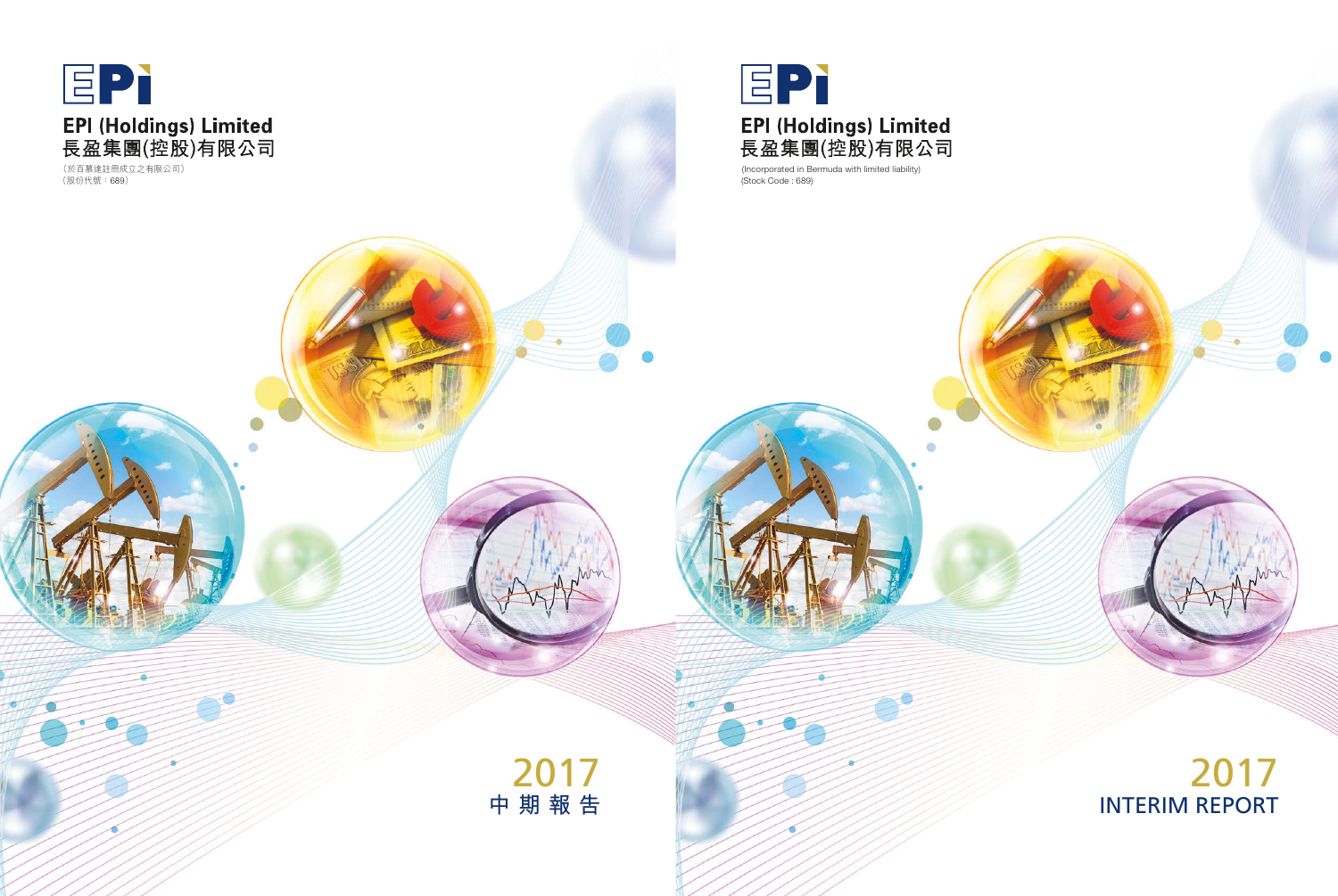EPI

**EPI (Holdings) Limited**
**長盈集團(控股)有限公司**

(於百慕達註冊成立之有限公司)
(股份代號：689)

# 2017
# 中期報告

EPI

**EPI (Holdings) Limited**
**長盈集團(控股)有限公司**

(Incorporated in Bermuda with limited liability)
(Stock Code : 689)

# 2017
# INTERIM REPORT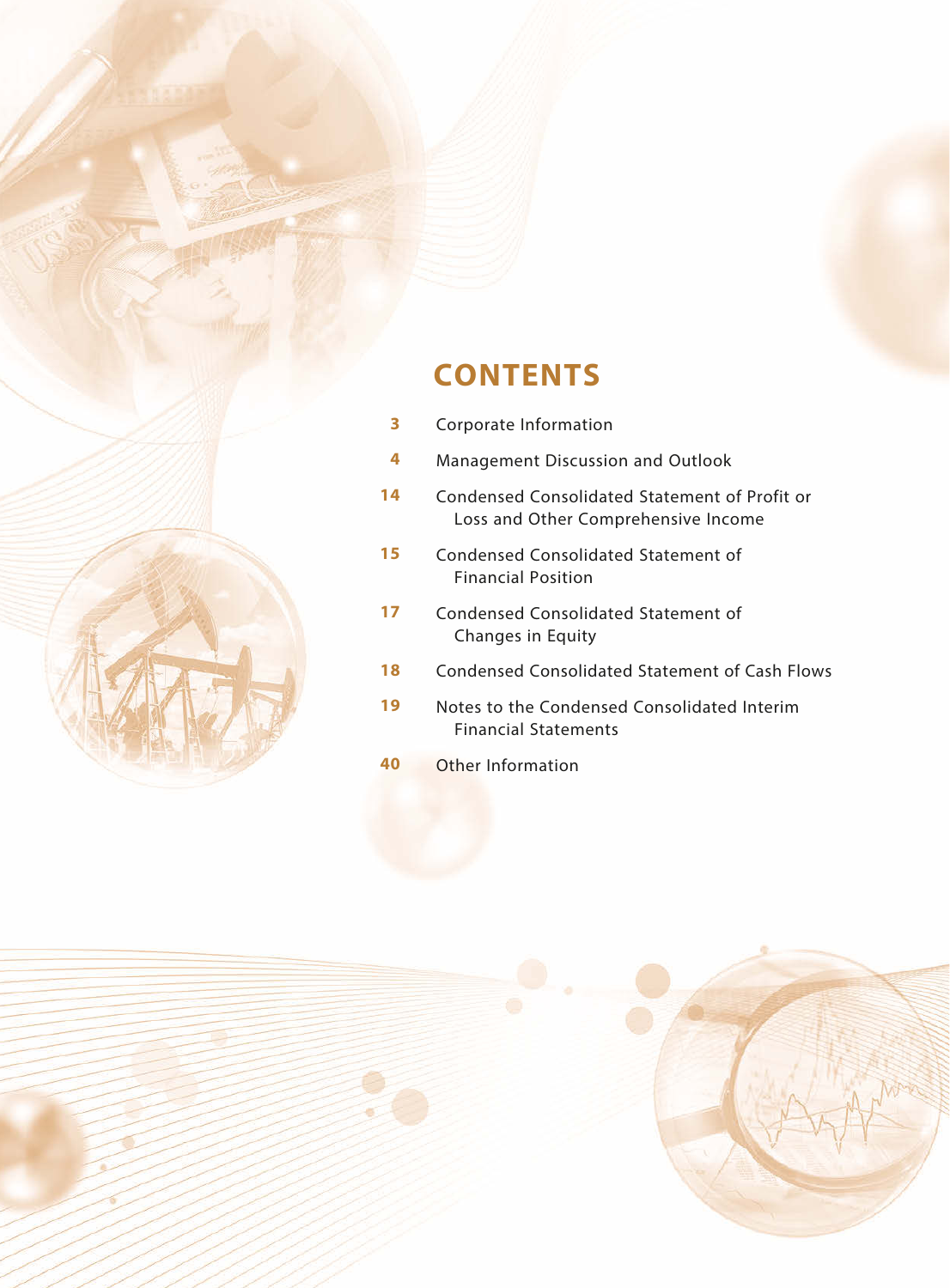# CONTENTS

| | |
|---|---|
| 3 | Corporate Information |
| 4 | Management Discussion and Outlook |
| 14 | Condensed Consolidated Statement of Profit or Loss and Other Comprehensive Income |
| 15 | Condensed Consolidated Statement of Financial Position |
| 17 | Condensed Consolidated Statement of Changes in Equity |
| 18 | Condensed Consolidated Statement of Cash Flows |
| 19 | Notes to the Condensed Consolidated Interim Financial Statements |
| 40 | Other Information |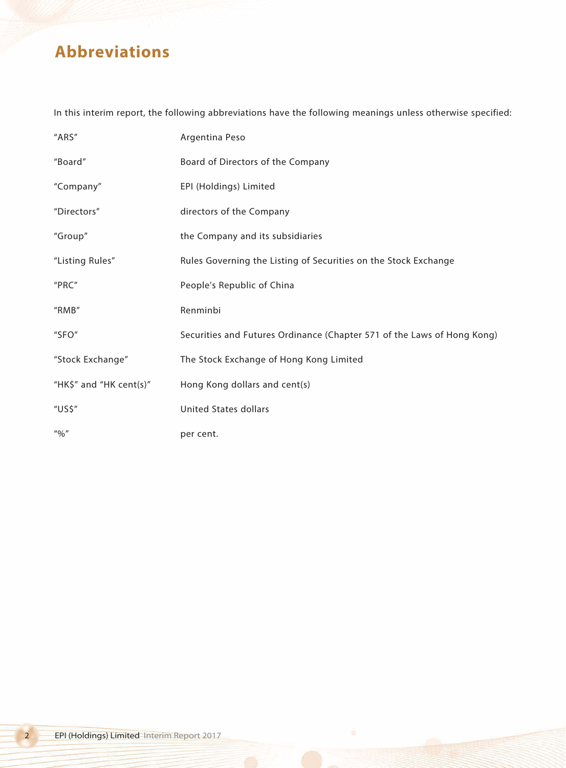# Abbreviations

In this interim report, the following abbreviations have the following meanings unless otherwise specified:

| | |
|---|---|
| "ARS" | Argentina Peso |
| "Board" | Board of Directors of the Company |
| "Company" | EPI (Holdings) Limited |
| "Directors" | directors of the Company |
| "Group" | the Company and its subsidiaries |
| "Listing Rules" | Rules Governing the Listing of Securities on the Stock Exchange |
| "PRC" | People's Republic of China |
| "RMB" | Renminbi |
| "SFO" | Securities and Futures Ordinance (Chapter 571 of the Laws of Hong Kong) |
| "Stock Exchange" | The Stock Exchange of Hong Kong Limited |
| "HK$" and "HK cent(s)" | Hong Kong dollars and cent(s) |
| "US$" | United States dollars |
| "%" | per cent. |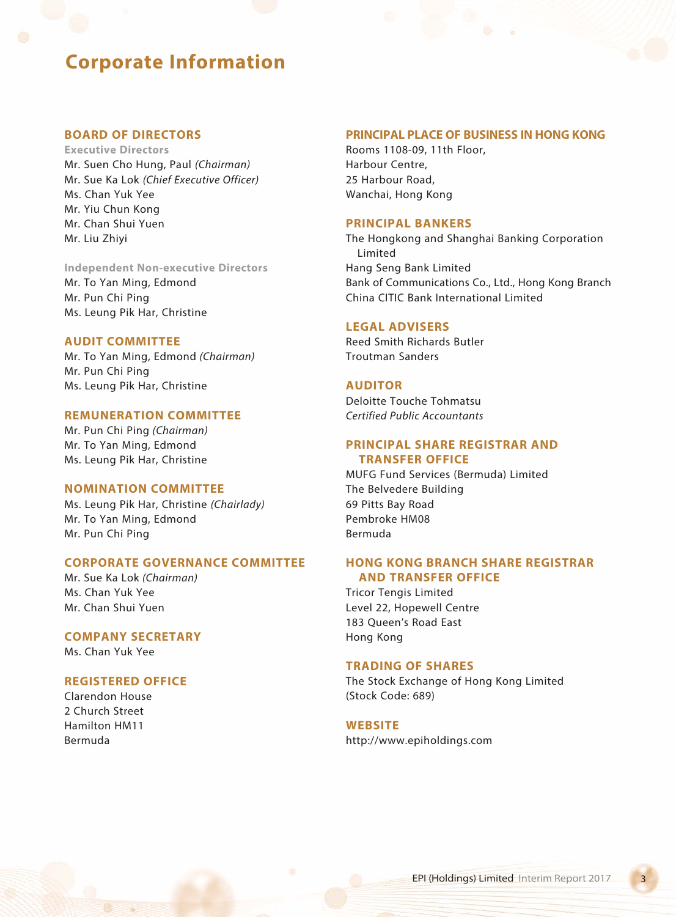# Corporate Information

## BOARD OF DIRECTORS

**Executive Directors**

Mr. Suen Cho Hung, Paul *(Chairman)*
Mr. Sue Ka Lok *(Chief Executive Officer)*
Ms. Chan Yuk Yee
Mr. Yiu Chun Kong
Mr. Chan Shui Yuen
Mr. Liu Zhiyi

**Independent Non-executive Directors**

Mr. To Yan Ming, Edmond
Mr. Pun Chi Ping
Ms. Leung Pik Har, Christine

## AUDIT COMMITTEE

Mr. To Yan Ming, Edmond *(Chairman)*
Mr. Pun Chi Ping
Ms. Leung Pik Har, Christine

## REMUNERATION COMMITTEE

Mr. Pun Chi Ping *(Chairman)*
Mr. To Yan Ming, Edmond
Ms. Leung Pik Har, Christine

## NOMINATION COMMITTEE

Ms. Leung Pik Har, Christine *(Chairlady)*
Mr. To Yan Ming, Edmond
Mr. Pun Chi Ping

## CORPORATE GOVERNANCE COMMITTEE

Mr. Sue Ka Lok *(Chairman)*
Ms. Chan Yuk Yee
Mr. Chan Shui Yuen

## COMPANY SECRETARY

Ms. Chan Yuk Yee

## REGISTERED OFFICE

Clarendon House
2 Church Street
Hamilton HM11
Bermuda

## PRINCIPAL PLACE OF BUSINESS IN HONG KONG

Rooms 1108-09, 11th Floor,
Harbour Centre,
25 Harbour Road,
Wanchai, Hong Kong

## PRINCIPAL BANKERS

The Hongkong and Shanghai Banking Corporation Limited
Hang Seng Bank Limited
Bank of Communications Co., Ltd., Hong Kong Branch
China CITIC Bank International Limited

## LEGAL ADVISERS

Reed Smith Richards Butler
Troutman Sanders

## AUDITOR

Deloitte Touche Tohmatsu
*Certified Public Accountants*

## PRINCIPAL SHARE REGISTRAR AND TRANSFER OFFICE

MUFG Fund Services (Bermuda) Limited
The Belvedere Building
69 Pitts Bay Road
Pembroke HM08
Bermuda

## HONG KONG BRANCH SHARE REGISTRAR AND TRANSFER OFFICE

Tricor Tengis Limited
Level 22, Hopewell Centre
183 Queen's Road East
Hong Kong

## TRADING OF SHARES

The Stock Exchange of Hong Kong Limited
(Stock Code: 689)

## WEBSITE

http://www.epiholdings.com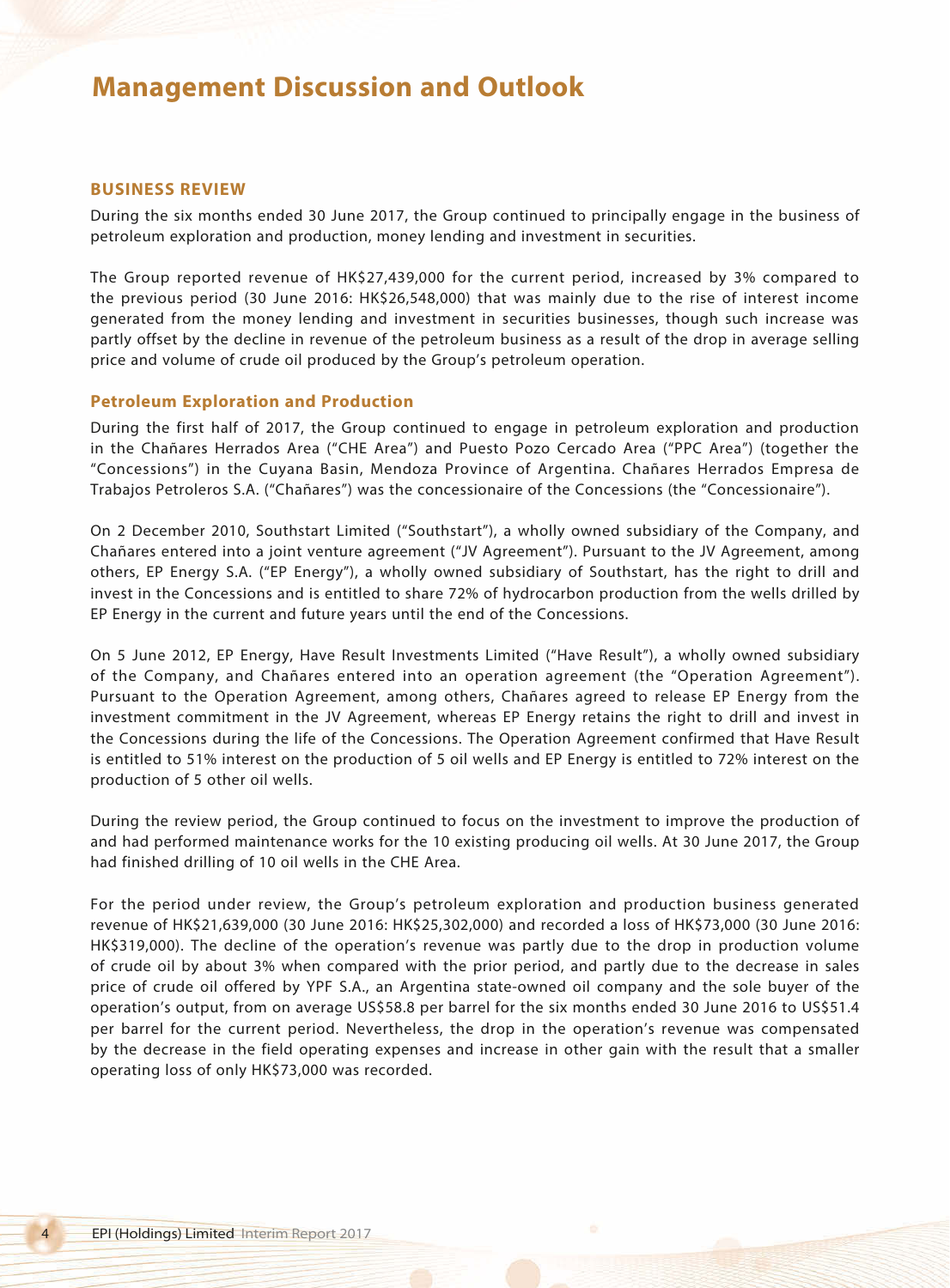# Management Discussion and Outlook

## BUSINESS REVIEW

During the six months ended 30 June 2017, the Group continued to principally engage in the business of petroleum exploration and production, money lending and investment in securities.

The Group reported revenue of HK$27,439,000 for the current period, increased by 3% compared to the previous period (30 June 2016: HK$26,548,000) that was mainly due to the rise of interest income generated from the money lending and investment in securities businesses, though such increase was partly offset by the decline in revenue of the petroleum business as a result of the drop in average selling price and volume of crude oil produced by the Group's petroleum operation.

### Petroleum Exploration and Production

During the first half of 2017, the Group continued to engage in petroleum exploration and production in the Chañares Herrados Area ("CHE Area") and Puesto Pozo Cercado Area ("PPC Area") (together the "Concessions") in the Cuyana Basin, Mendoza Province of Argentina. Chañares Herrados Empresa de Trabajos Petroleros S.A. ("Chañares") was the concessionaire of the Concessions (the "Concessionaire").

On 2 December 2010, Southstart Limited ("Southstart"), a wholly owned subsidiary of the Company, and Chañares entered into a joint venture agreement ("JV Agreement"). Pursuant to the JV Agreement, among others, EP Energy S.A. ("EP Energy"), a wholly owned subsidiary of Southstart, has the right to drill and invest in the Concessions and is entitled to share 72% of hydrocarbon production from the wells drilled by EP Energy in the current and future years until the end of the Concessions.

On 5 June 2012, EP Energy, Have Result Investments Limited ("Have Result"), a wholly owned subsidiary of the Company, and Chañares entered into an operation agreement (the "Operation Agreement"). Pursuant to the Operation Agreement, among others, Chañares agreed to release EP Energy from the investment commitment in the JV Agreement, whereas EP Energy retains the right to drill and invest in the Concessions during the life of the Concessions. The Operation Agreement confirmed that Have Result is entitled to 51% interest on the production of 5 oil wells and EP Energy is entitled to 72% interest on the production of 5 other oil wells.

During the review period, the Group continued to focus on the investment to improve the production of and had performed maintenance works for the 10 existing producing oil wells. At 30 June 2017, the Group had finished drilling of 10 oil wells in the CHE Area.

For the period under review, the Group's petroleum exploration and production business generated revenue of HK$21,639,000 (30 June 2016: HK$25,302,000) and recorded a loss of HK$73,000 (30 June 2016: HK$319,000). The decline of the operation's revenue was partly due to the drop in production volume of crude oil by about 3% when compared with the prior period, and partly due to the decrease in sales price of crude oil offered by YPF S.A., an Argentina state-owned oil company and the sole buyer of the operation's output, from on average US$58.8 per barrel for the six months ended 30 June 2016 to US$51.4 per barrel for the current period. Nevertheless, the drop in the operation's revenue was compensated by the decrease in the field operating expenses and increase in other gain with the result that a smaller operating loss of only HK$73,000 was recorded.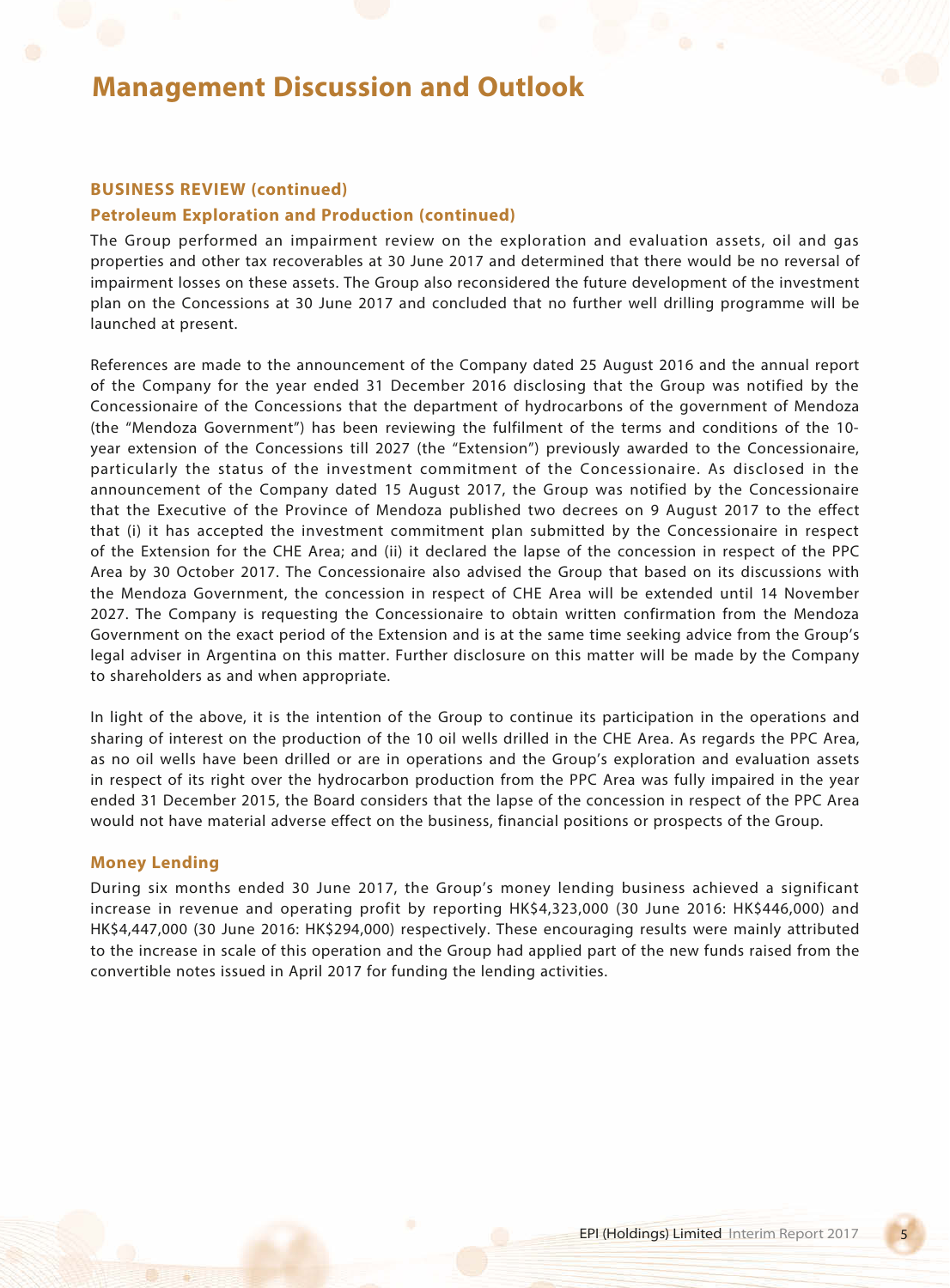# Management Discussion and Outlook

### BUSINESS REVIEW (continued)

### Petroleum Exploration and Production (continued)

The Group performed an impairment review on the exploration and evaluation assets, oil and gas properties and other tax recoverables at 30 June 2017 and determined that there would be no reversal of impairment losses on these assets. The Group also reconsidered the future development of the investment plan on the Concessions at 30 June 2017 and concluded that no further well drilling programme will be launched at present.

References are made to the announcement of the Company dated 25 August 2016 and the annual report of the Company for the year ended 31 December 2016 disclosing that the Group was notified by the Concessionaire of the Concessions that the department of hydrocarbons of the government of Mendoza (the "Mendoza Government") has been reviewing the fulfilment of the terms and conditions of the 10-year extension of the Concessions till 2027 (the "Extension") previously awarded to the Concessionaire, particularly the status of the investment commitment of the Concessionaire. As disclosed in the announcement of the Company dated 15 August 2017, the Group was notified by the Concessionaire that the Executive of the Province of Mendoza published two decrees on 9 August 2017 to the effect that (i) it has accepted the investment commitment plan submitted by the Concessionaire in respect of the Extension for the CHE Area; and (ii) it declared the lapse of the concession in respect of the PPC Area by 30 October 2017. The Concessionaire also advised the Group that based on its discussions with the Mendoza Government, the concession in respect of CHE Area will be extended until 14 November 2027. The Company is requesting the Concessionaire to obtain written confirmation from the Mendoza Government on the exact period of the Extension and is at the same time seeking advice from the Group's legal adviser in Argentina on this matter. Further disclosure on this matter will be made by the Company to shareholders as and when appropriate.

In light of the above, it is the intention of the Group to continue its participation in the operations and sharing of interest on the production of the 10 oil wells drilled in the CHE Area. As regards the PPC Area, as no oil wells have been drilled or are in operations and the Group's exploration and evaluation assets in respect of its right over the hydrocarbon production from the PPC Area was fully impaired in the year ended 31 December 2015, the Board considers that the lapse of the concession in respect of the PPC Area would not have material adverse effect on the business, financial positions or prospects of the Group.

### Money Lending

During six months ended 30 June 2017, the Group's money lending business achieved a significant increase in revenue and operating profit by reporting HK$4,323,000 (30 June 2016: HK$446,000) and HK$4,447,000 (30 June 2016: HK$294,000) respectively. These encouraging results were mainly attributed to the increase in scale of this operation and the Group had applied part of the new funds raised from the convertible notes issued in April 2017 for funding the lending activities.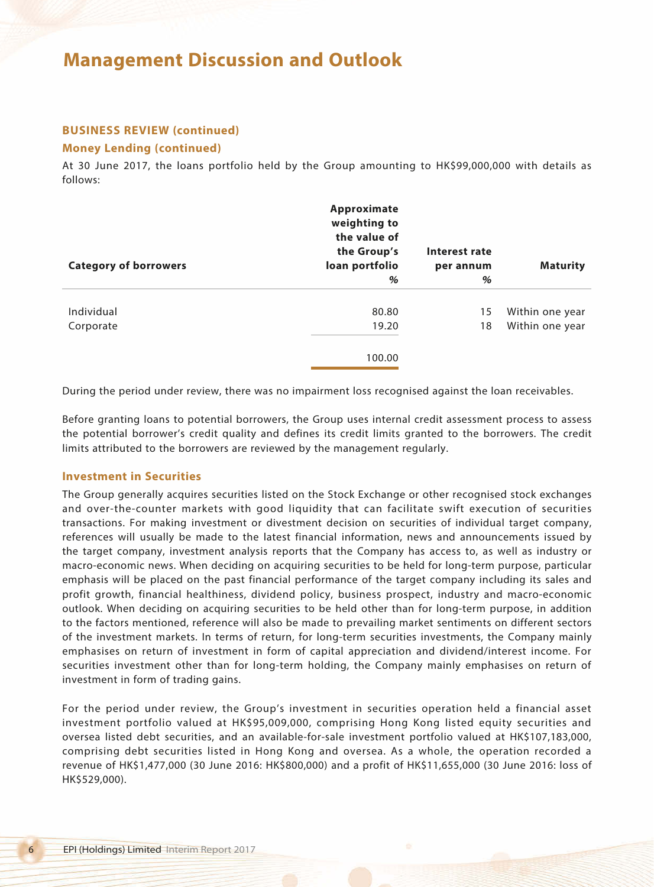# Management Discussion and Outlook

### BUSINESS REVIEW (continued)

### Money Lending (continued)

At 30 June 2017, the loans portfolio held by the Group amounting to HK$99,000,000 with details as follows:

| Category of borrowers | Approximate weighting to the value of the Group's loan portfolio<br>% | Interest rate per annum<br>% | Maturity |
|---|---|---|---|
| Individual | 80.80 | 15 | Within one year |
| Corporate | 19.20 | 18 | Within one year |
| | 100.00 | | |

During the period under review, there was no impairment loss recognised against the loan receivables.

Before granting loans to potential borrowers, the Group uses internal credit assessment process to assess the potential borrower's credit quality and defines its credit limits granted to the borrowers. The credit limits attributed to the borrowers are reviewed by the management regularly.

### Investment in Securities

The Group generally acquires securities listed on the Stock Exchange or other recognised stock exchanges and over-the-counter markets with good liquidity that can facilitate swift execution of securities transactions. For making investment or divestment decision on securities of individual target company, references will usually be made to the latest financial information, news and announcements issued by the target company, investment analysis reports that the Company has access to, as well as industry or macro-economic news. When deciding on acquiring securities to be held for long-term purpose, particular emphasis will be placed on the past financial performance of the target company including its sales and profit growth, financial healthiness, dividend policy, business prospect, industry and macro-economic outlook. When deciding on acquiring securities to be held other than for long-term purpose, in addition to the factors mentioned, reference will also be made to prevailing market sentiments on different sectors of the investment markets. In terms of return, for long-term securities investments, the Company mainly emphasises on return of investment in form of capital appreciation and dividend/interest income. For securities investment other than for long-term holding, the Company mainly emphasises on return of investment in form of trading gains.

For the period under review, the Group's investment in securities operation held a financial asset investment portfolio valued at HK$95,009,000, comprising Hong Kong listed equity securities and oversea listed debt securities, and an available-for-sale investment portfolio valued at HK$107,183,000, comprising debt securities listed in Hong Kong and oversea. As a whole, the operation recorded a revenue of HK$1,477,000 (30 June 2016: HK$800,000) and a profit of HK$11,655,000 (30 June 2016: loss of HK$529,000).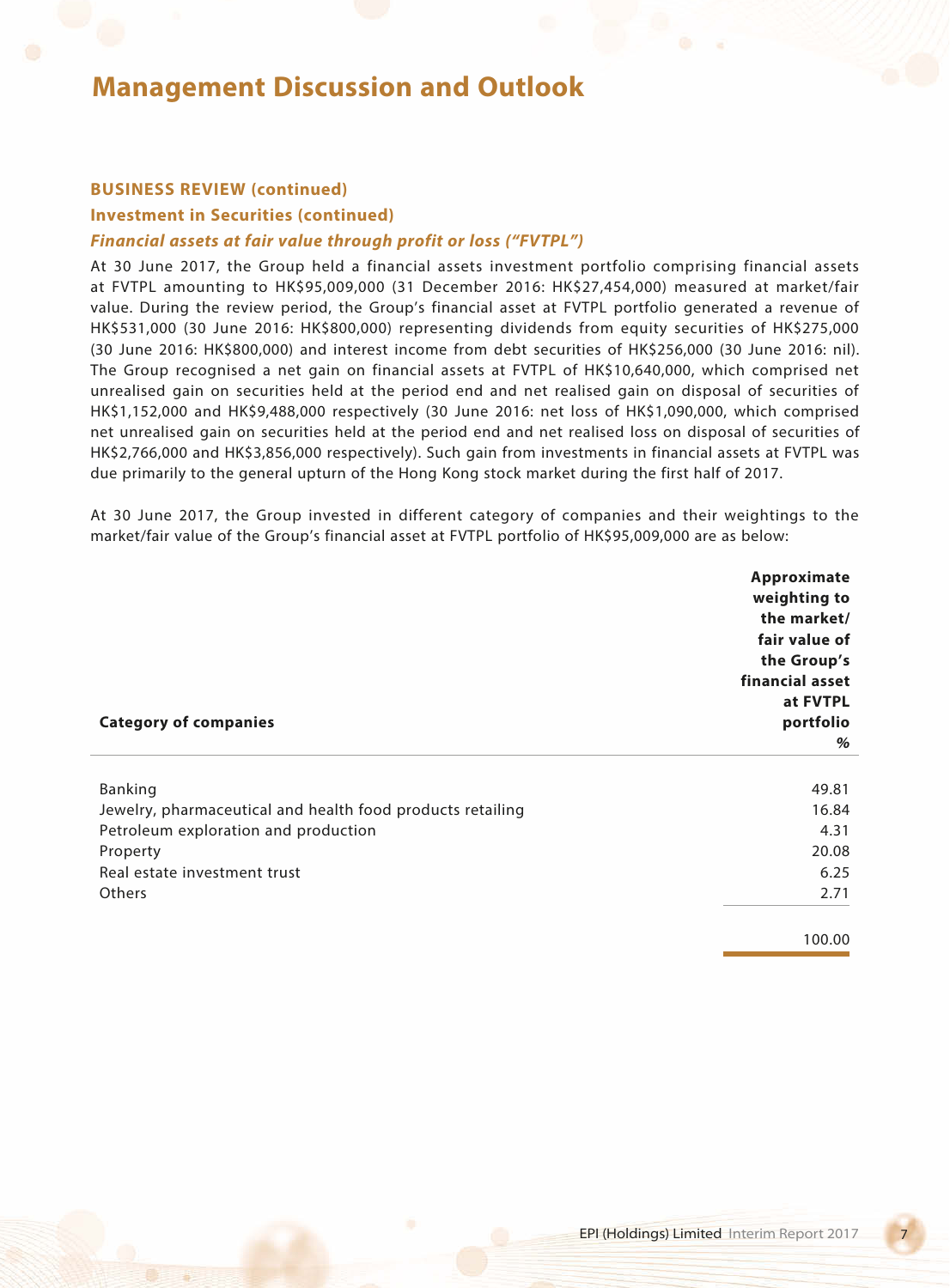# Management Discussion and Outlook

## BUSINESS REVIEW (continued)

### Investment in Securities (continued)

#### *Financial assets at fair value through profit or loss ("FVTPL")*

At 30 June 2017, the Group held a financial assets investment portfolio comprising financial assets at FVTPL amounting to HK$95,009,000 (31 December 2016: HK$27,454,000) measured at market/fair value. During the review period, the Group's financial asset at FVTPL portfolio generated a revenue of HK$531,000 (30 June 2016: HK$800,000) representing dividends from equity securities of HK$275,000 (30 June 2016: HK$800,000) and interest income from debt securities of HK$256,000 (30 June 2016: nil). The Group recognised a net gain on financial assets at FVTPL of HK$10,640,000, which comprised net unrealised gain on securities held at the period end and net realised gain on disposal of securities of HK$1,152,000 and HK$9,488,000 respectively (30 June 2016: net loss of HK$1,090,000, which comprised net unrealised gain on securities held at the period end and net realised loss on disposal of securities of HK$2,766,000 and HK$3,856,000 respectively). Such gain from investments in financial assets at FVTPL was due primarily to the general upturn of the Hong Kong stock market during the first half of 2017.

At 30 June 2017, the Group invested in different category of companies and their weightings to the market/fair value of the Group's financial asset at FVTPL portfolio of HK$95,009,000 are as below:

| Category of companies | Approximate weighting to the market/ fair value of the Group's financial asset at FVTPL portfolio % |
|---|---|
| Banking | 49.81 |
| Jewelry, pharmaceutical and health food products retailing | 16.84 |
| Petroleum exploration and production | 4.31 |
| Property | 20.08 |
| Real estate investment trust | 6.25 |
| Others | 2.71 |
| | 100.00 |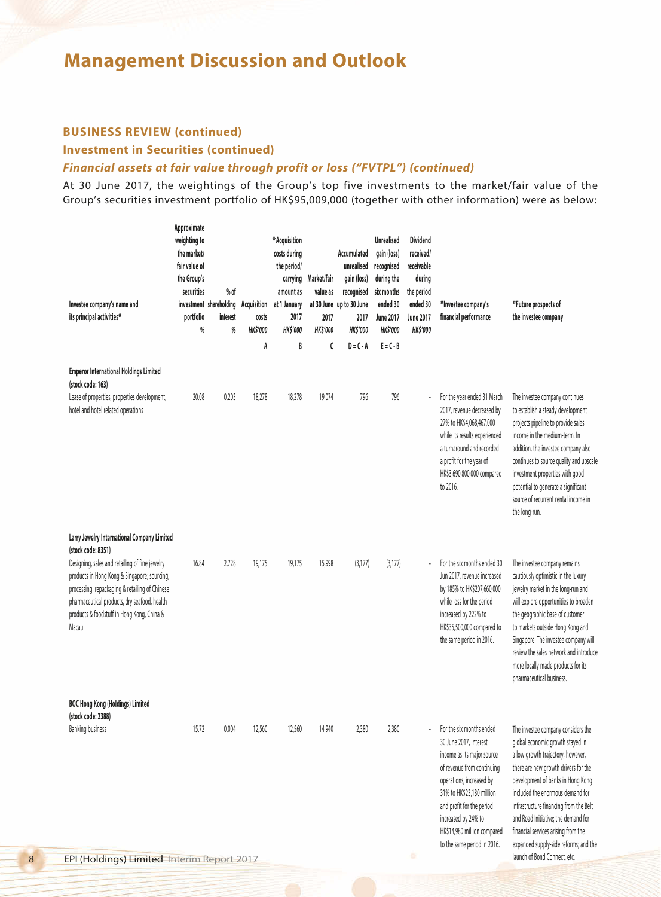# Management Discussion and Outlook

### BUSINESS REVIEW (continued)

### Investment in Securities (continued)

### *Financial assets at fair value through profit or loss ("FVTPL") (continued)*

At 30 June 2017, the weightings of the Group's top five investments to the market/fair value of the Group's securities investment portfolio of HK$95,009,000 (together with other information) were as below:

| Investee company's name and its principal activities# | Approximate weighting to the market/ fair value of the Group's securities investment portfolio % | % of shareholding interest % | Acquisition costs HK$'000 | *Acquisition costs during the period/ carrying amount as at 1 January 2017 HK$'000 | Market/fair value as at 30 June 2017 HK$'000 | Accumulated unrealised gain (loss) recognised up to 30 June 2017 HK$'000 | Unrealised gain (loss) recognised during the six months ended 30 June 2017 HK$'000 | Dividend received/ receivable during the period ended 30 June 2017 HK$'000 | #Investee company's financial performance | #Future prospects of the investee company |
|---|---|---|---|---|---|---|---|---|---|---|
| | | | A | B | C | D = C - A | E = C - B | | | |
| **Emperor International Holdings Limited (stock code: 163)**<br>Lease of properties, properties development, hotel and hotel related operations | 20.08 | 0.203 | 18,278 | 18,278 | 19,074 | 796 | 796 | - | For the year ended 31 March 2017, revenue decreased by 27% to HK$4,068,467,000 while its results experienced a turnaround and recorded a profit for the year of HK$3,690,800,000 compared to 2016. | The investee company continues to establish a steady development projects pipeline to provide sales income in the medium-term. In addition, the investee company also continues to source quality and upscale investment properties with good potential to generate a significant source of recurrent rental income in the long-run. |
| **Larry Jewelry International Company Limited (stock code: 8351)**<br>Designing, sales and retailing of fine jewelry products in Hong Kong & Singapore; sourcing, processing, repackaging & retailing of Chinese pharmaceutical products, dry seafood, health products & foodstuff in Hong Kong, China & Macau | 16.84 | 2.728 | 19,175 | 19,175 | 15,998 | (3,177) | (3,177) | - | For the six months ended 30 Jun 2017, revenue increased by 185% to HK$207,660,000 while loss for the period increased by 222% to HK$35,500,000 compared to the same period in 2016. | The investee company remains cautiously optimistic in the luxury jewelry market in the long-run and will explore opportunities to broaden the geographic base of customer to markets outside Hong Kong and Singapore. The investee company will review the sales network and introduce more locally made products for its pharmaceutical business. |
| **BOC Hong Kong (Holdings) Limited (stock code: 2388)**<br>Banking business | 15.72 | 0.004 | 12,560 | 12,560 | 14,940 | 2,380 | 2,380 | - | For the six months ended 30 June 2017, interest income as its major source of revenue from continuing operations, increased by 31% to HK$23,180 million and profit for the period increased by 24% to HK$14,980 million compared to the same period in 2016. | The investee company considers the global economic growth stayed in a low-growth trajectory, however, there are new growth drivers for the development of banks in Hong Kong included the enormous demand for infrastructure financing from the Belt and Road Initiative; the demand for financial services arising from the expanded supply-side reforms; and the launch of Bond Connect, etc. |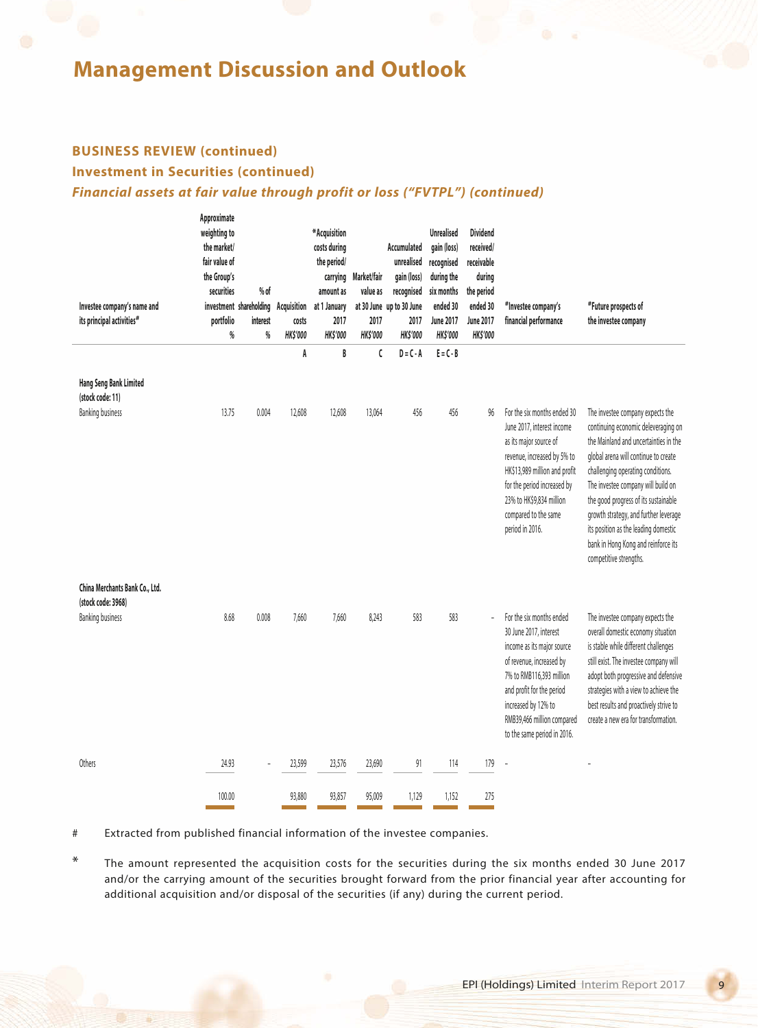# Management Discussion and Outlook

### BUSINESS REVIEW (continued)

### Investment in Securities (continued)

### *Financial assets at fair value through profit or loss ("FVTPL") (continued)*

| Investee company's name and its principal activities# | Approximate weighting to the market/ fair value of the Group's securities investment portfolio % | % of shareholding interest % | Acquisition costs *HK$'000* | *Acquisition costs during the period/ carrying amount as at 1 January 2017 *HK$'000* | Market/fair value as at 30 June 2017 *HK$'000* | Accumulated unrealised gain (loss) recognised up to 30 June 2017 *HK$'000* | Unrealised gain (loss) recognised during the six months ended 30 June 2017 *HK$'000* | Dividend received/ receivable during the period ended 30 June 2017 *HK$'000* | #Investee company's financial performance | #Future prospects of the investee company |
|---|---|---|---|---|---|---|---|---|---|---|
| | | | A | B | C | D = C - A | E = C - B | | | |
| **Hang Seng Bank Limited (stock code: 11)** | | | | | | | | | | |
| Banking business | 13.75 | 0.004 | 12,608 | 12,608 | 13,064 | 456 | 456 | 96 | For the six months ended 30 June 2017, interest income as its major source of revenue, increased by 5% to HK$13,989 million and profit for the period increased by 23% to HK$9,834 million compared to the same period in 2016. | The investee company expects the continuing economic deleveraging on the Mainland and uncertainties in the global arena will continue to create challenging operating conditions. The investee company will build on the good progress of its sustainable growth strategy, and further leverage its position as the leading domestic bank in Hong Kong and reinforce its competitive strengths. |
| **China Merchants Bank Co., Ltd. (stock code: 3968)** | | | | | | | | | | |
| Banking business | 8.68 | 0.008 | 7,660 | 7,660 | 8,243 | 583 | 583 | - | For the six months ended 30 June 2017, interest income as its major source of revenue, increased by 7% to RMB116,393 million and profit for the period increased by 12% to RMB39,466 million compared to the same period in 2016. | The investee company expects the overall domestic economy situation is stable while different challenges still exist. The investee company will adopt both progressive and defensive strategies with a view to achieve the best results and proactively strive to create a new era for transformation. |
| Others | 24.93 | - | 23,599 | 23,576 | 23,690 | 91 | 114 | 179 | - | - |
| | 100.00 | | 93,880 | 93,857 | 95,009 | 1,129 | 1,152 | 275 | | |

\# Extracted from published financial information of the investee companies.

\* The amount represented the acquisition costs for the securities during the six months ended 30 June 2017 and/or the carrying amount of the securities brought forward from the prior financial year after accounting for additional acquisition and/or disposal of the securities (if any) during the current period.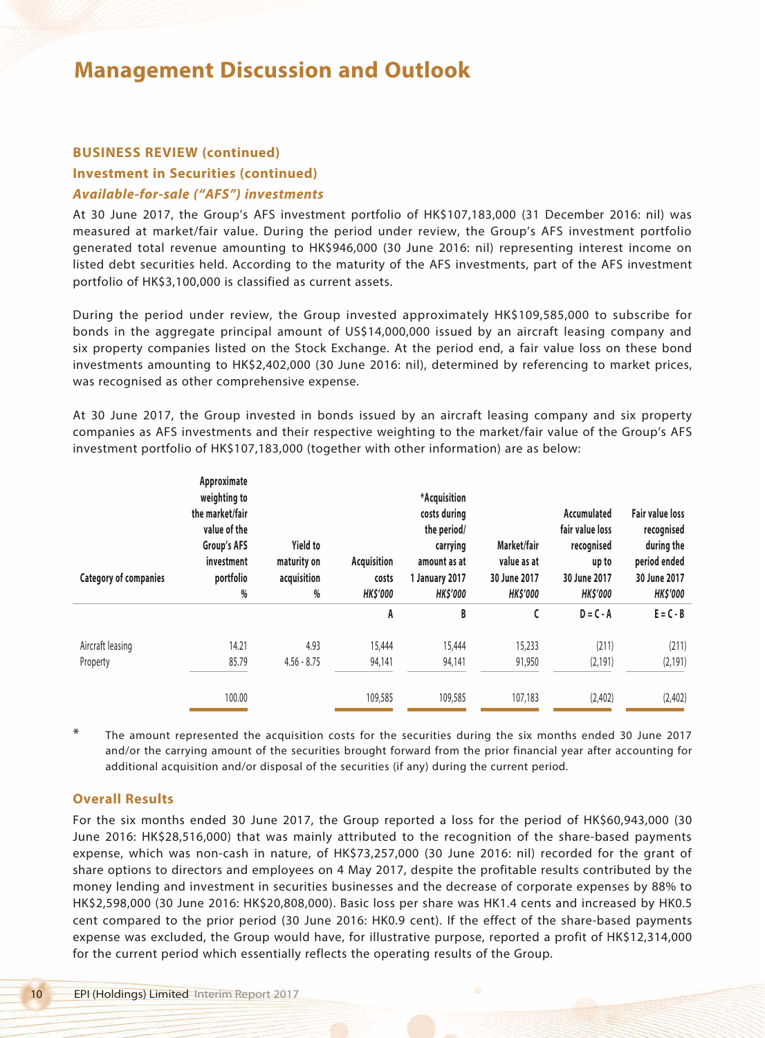# Management Discussion and Outlook

### BUSINESS REVIEW (continued)

### Investment in Securities (continued)

#### *Available-for-sale (“AFS”) investments*

At 30 June 2017, the Group’s AFS investment portfolio of HK$107,183,000 (31 December 2016: nil) was measured at market/fair value. During the period under review, the Group’s AFS investment portfolio generated total revenue amounting to HK$946,000 (30 June 2016: nil) representing interest income on listed debt securities held. According to the maturity of the AFS investments, part of the AFS investment portfolio of HK$3,100,000 is classified as current assets.

During the period under review, the Group invested approximately HK$109,585,000 to subscribe for bonds in the aggregate principal amount of US$14,000,000 issued by an aircraft leasing company and six property companies listed on the Stock Exchange. At the period end, a fair value loss on these bond investments amounting to HK$2,402,000 (30 June 2016: nil), determined by referencing to market prices, was recognised as other comprehensive expense.

At 30 June 2017, the Group invested in bonds issued by an aircraft leasing company and six property companies as AFS investments and their respective weighting to the market/fair value of the Group’s AFS investment portfolio of HK$107,183,000 (together with other information) are as below:

| Category of companies | Approximate weighting to the market/fair value of the Group's AFS investment portfolio % | Yield to maturity on acquisition % | Acquisition costs HK$'000 | *Acquisition costs during the period/ carrying amount as at 1 January 2017 HK$'000 | Market/fair value as at 30 June 2017 HK$'000 | Accumulated fair value loss recognised up to 30 June 2017 HK$'000 | Fair value loss recognised during the period ended 30 June 2017 HK$'000 |
|---|---|---|---|---|---|---|---|
| | | | A | B | C | D = C - A | E = C - B |
| Aircraft leasing | 14.21 | 4.93 | 15,444 | 15,444 | 15,233 | (211) | (211) |
| Property | 85.79 | 4.56 - 8.75 | 94,141 | 94,141 | 91,950 | (2,191) | (2,191) |
| | 100.00 | | 109,585 | 109,585 | 107,183 | (2,402) | (2,402) |

\* The amount represented the acquisition costs for the securities during the six months ended 30 June 2017 and/or the carrying amount of the securities brought forward from the prior financial year after accounting for additional acquisition and/or disposal of the securities (if any) during the current period.

### Overall Results

For the six months ended 30 June 2017, the Group reported a loss for the period of HK$60,943,000 (30 June 2016: HK$28,516,000) that was mainly attributed to the recognition of the share-based payments expense, which was non-cash in nature, of HK$73,257,000 (30 June 2016: nil) recorded for the grant of share options to directors and employees on 4 May 2017, despite the profitable results contributed by the money lending and investment in securities businesses and the decrease of corporate expenses by 88% to HK$2,598,000 (30 June 2016: HK$20,808,000). Basic loss per share was HK1.4 cents and increased by HK0.5 cent compared to the prior period (30 June 2016: HK0.9 cent). If the effect of the share-based payments expense was excluded, the Group would have, for illustrative purpose, reported a profit of HK$12,314,000 for the current period which essentially reflects the operating results of the Group.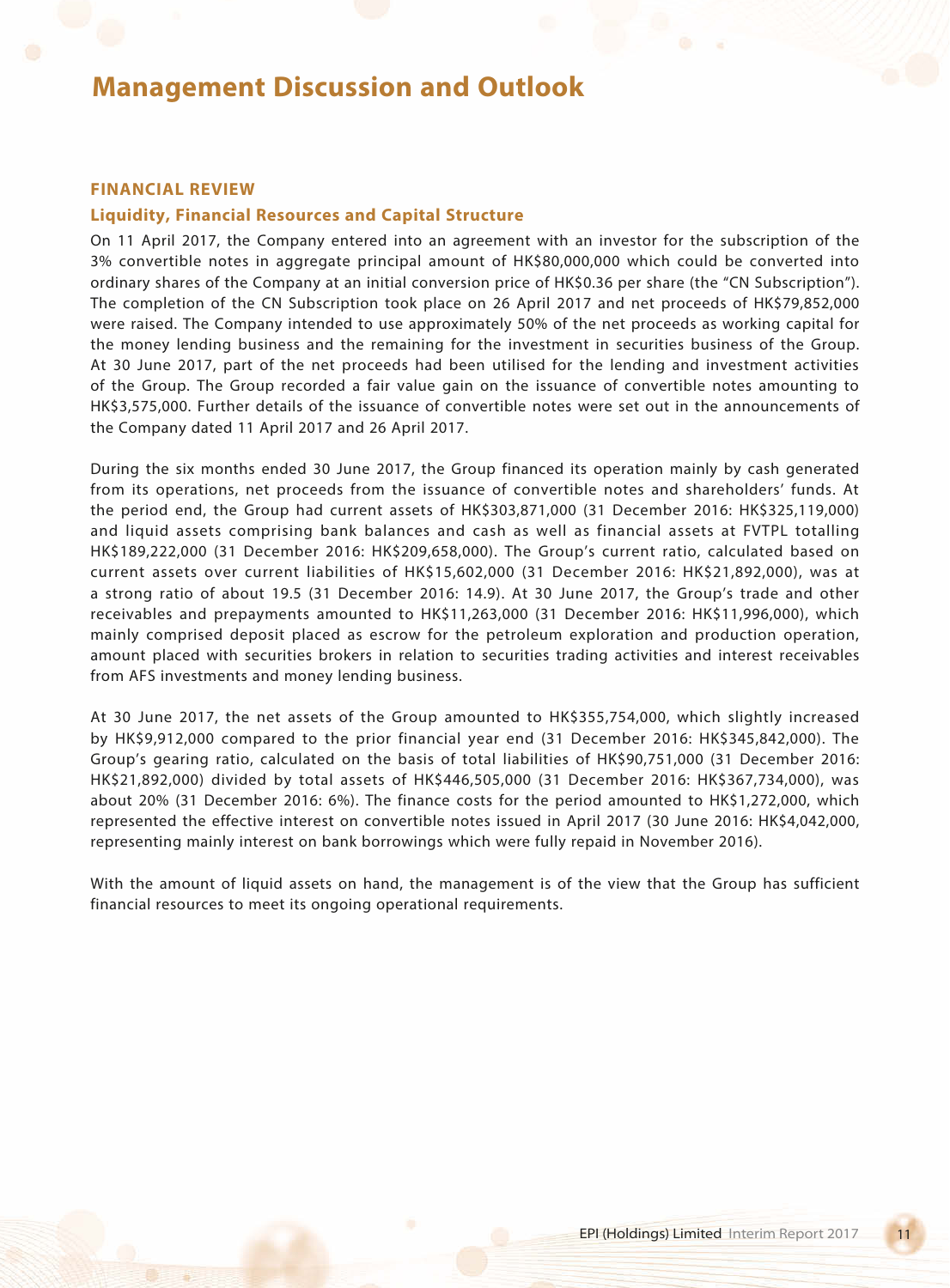# Management Discussion and Outlook

## FINANCIAL REVIEW

### Liquidity, Financial Resources and Capital Structure

On 11 April 2017, the Company entered into an agreement with an investor for the subscription of the 3% convertible notes in aggregate principal amount of HK$80,000,000 which could be converted into ordinary shares of the Company at an initial conversion price of HK$0.36 per share (the "CN Subscription"). The completion of the CN Subscription took place on 26 April 2017 and net proceeds of HK$79,852,000 were raised. The Company intended to use approximately 50% of the net proceeds as working capital for the money lending business and the remaining for the investment in securities business of the Group. At 30 June 2017, part of the net proceeds had been utilised for the lending and investment activities of the Group. The Group recorded a fair value gain on the issuance of convertible notes amounting to HK$3,575,000. Further details of the issuance of convertible notes were set out in the announcements of the Company dated 11 April 2017 and 26 April 2017.

During the six months ended 30 June 2017, the Group financed its operation mainly by cash generated from its operations, net proceeds from the issuance of convertible notes and shareholders' funds. At the period end, the Group had current assets of HK$303,871,000 (31 December 2016: HK$325,119,000) and liquid assets comprising bank balances and cash as well as financial assets at FVTPL totalling HK$189,222,000 (31 December 2016: HK$209,658,000). The Group's current ratio, calculated based on current assets over current liabilities of HK$15,602,000 (31 December 2016: HK$21,892,000), was at a strong ratio of about 19.5 (31 December 2016: 14.9). At 30 June 2017, the Group's trade and other receivables and prepayments amounted to HK$11,263,000 (31 December 2016: HK$11,996,000), which mainly comprised deposit placed as escrow for the petroleum exploration and production operation, amount placed with securities brokers in relation to securities trading activities and interest receivables from AFS investments and money lending business.

At 30 June 2017, the net assets of the Group amounted to HK$355,754,000, which slightly increased by HK$9,912,000 compared to the prior financial year end (31 December 2016: HK$345,842,000). The Group's gearing ratio, calculated on the basis of total liabilities of HK$90,751,000 (31 December 2016: HK$21,892,000) divided by total assets of HK$446,505,000 (31 December 2016: HK$367,734,000), was about 20% (31 December 2016: 6%). The finance costs for the period amounted to HK$1,272,000, which represented the effective interest on convertible notes issued in April 2017 (30 June 2016: HK$4,042,000, representing mainly interest on bank borrowings which were fully repaid in November 2016).

With the amount of liquid assets on hand, the management is of the view that the Group has sufficient financial resources to meet its ongoing operational requirements.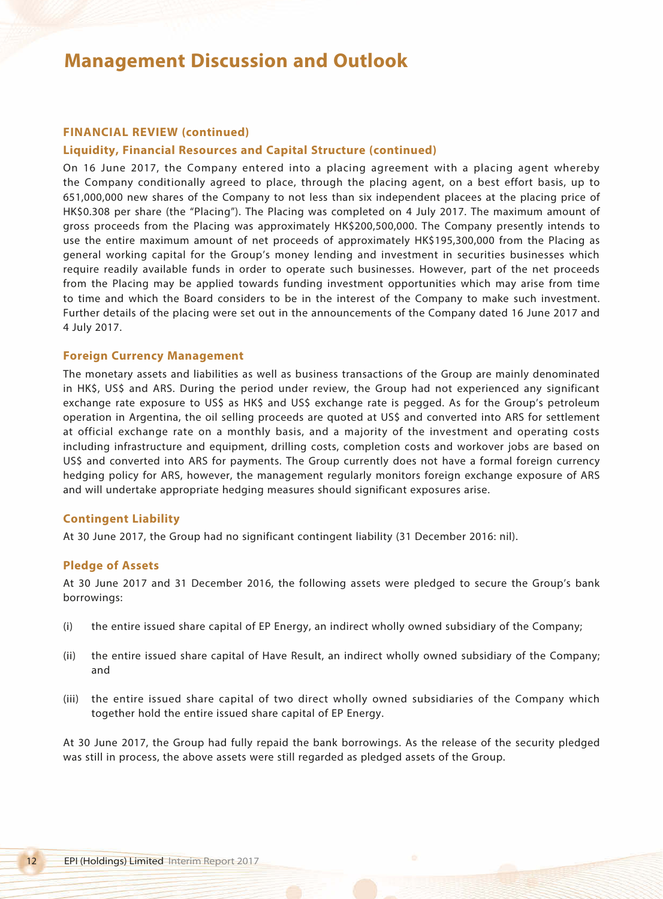# Management Discussion and Outlook

## FINANCIAL REVIEW (continued)

### Liquidity, Financial Resources and Capital Structure (continued)

On 16 June 2017, the Company entered into a placing agreement with a placing agent whereby the Company conditionally agreed to place, through the placing agent, on a best effort basis, up to 651,000,000 new shares of the Company to not less than six independent placees at the placing price of HK$0.308 per share (the "Placing"). The Placing was completed on 4 July 2017. The maximum amount of gross proceeds from the Placing was approximately HK$200,500,000. The Company presently intends to use the entire maximum amount of net proceeds of approximately HK$195,300,000 from the Placing as general working capital for the Group's money lending and investment in securities businesses which require readily available funds in order to operate such businesses. However, part of the net proceeds from the Placing may be applied towards funding investment opportunities which may arise from time to time and which the Board considers to be in the interest of the Company to make such investment. Further details of the placing were set out in the announcements of the Company dated 16 June 2017 and 4 July 2017.

### Foreign Currency Management

The monetary assets and liabilities as well as business transactions of the Group are mainly denominated in HK$, US$ and ARS. During the period under review, the Group had not experienced any significant exchange rate exposure to US$ as HK$ and US$ exchange rate is pegged. As for the Group's petroleum operation in Argentina, the oil selling proceeds are quoted at US$ and converted into ARS for settlement at official exchange rate on a monthly basis, and a majority of the investment and operating costs including infrastructure and equipment, drilling costs, completion costs and workover jobs are based on US$ and converted into ARS for payments. The Group currently does not have a formal foreign currency hedging policy for ARS, however, the management regularly monitors foreign exchange exposure of ARS and will undertake appropriate hedging measures should significant exposures arise.

### Contingent Liability

At 30 June 2017, the Group had no significant contingent liability (31 December 2016: nil).

### Pledge of Assets

At 30 June 2017 and 31 December 2016, the following assets were pledged to secure the Group's bank borrowings:

(i) the entire issued share capital of EP Energy, an indirect wholly owned subsidiary of the Company;

(ii) the entire issued share capital of Have Result, an indirect wholly owned subsidiary of the Company; and

(iii) the entire issued share capital of two direct wholly owned subsidiaries of the Company which together hold the entire issued share capital of EP Energy.

At 30 June 2017, the Group had fully repaid the bank borrowings. As the release of the security pledged was still in process, the above assets were still regarded as pledged assets of the Group.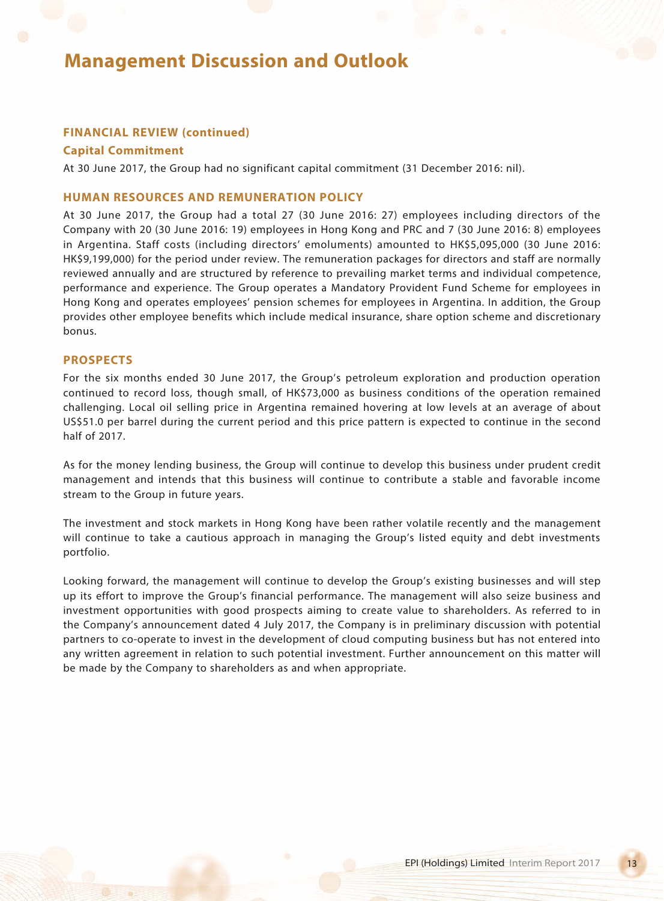# Management Discussion and Outlook

## FINANCIAL REVIEW (continued)

### Capital Commitment

At 30 June 2017, the Group had no significant capital commitment (31 December 2016: nil).

## HUMAN RESOURCES AND REMUNERATION POLICY

At 30 June 2017, the Group had a total 27 (30 June 2016: 27) employees including directors of the Company with 20 (30 June 2016: 19) employees in Hong Kong and PRC and 7 (30 June 2016: 8) employees in Argentina. Staff costs (including directors' emoluments) amounted to HK$5,095,000 (30 June 2016: HK$9,199,000) for the period under review. The remuneration packages for directors and staff are normally reviewed annually and are structured by reference to prevailing market terms and individual competence, performance and experience. The Group operates a Mandatory Provident Fund Scheme for employees in Hong Kong and operates employees' pension schemes for employees in Argentina. In addition, the Group provides other employee benefits which include medical insurance, share option scheme and discretionary bonus.

## PROSPECTS

For the six months ended 30 June 2017, the Group's petroleum exploration and production operation continued to record loss, though small, of HK$73,000 as business conditions of the operation remained challenging. Local oil selling price in Argentina remained hovering at low levels at an average of about US$51.0 per barrel during the current period and this price pattern is expected to continue in the second half of 2017.

As for the money lending business, the Group will continue to develop this business under prudent credit management and intends that this business will continue to contribute a stable and favorable income stream to the Group in future years.

The investment and stock markets in Hong Kong have been rather volatile recently and the management will continue to take a cautious approach in managing the Group's listed equity and debt investments portfolio.

Looking forward, the management will continue to develop the Group's existing businesses and will step up its effort to improve the Group's financial performance. The management will also seize business and investment opportunities with good prospects aiming to create value to shareholders. As referred to in the Company's announcement dated 4 July 2017, the Company is in preliminary discussion with potential partners to co-operate to invest in the development of cloud computing business but has not entered into any written agreement in relation to such potential investment. Further announcement on this matter will be made by the Company to shareholders as and when appropriate.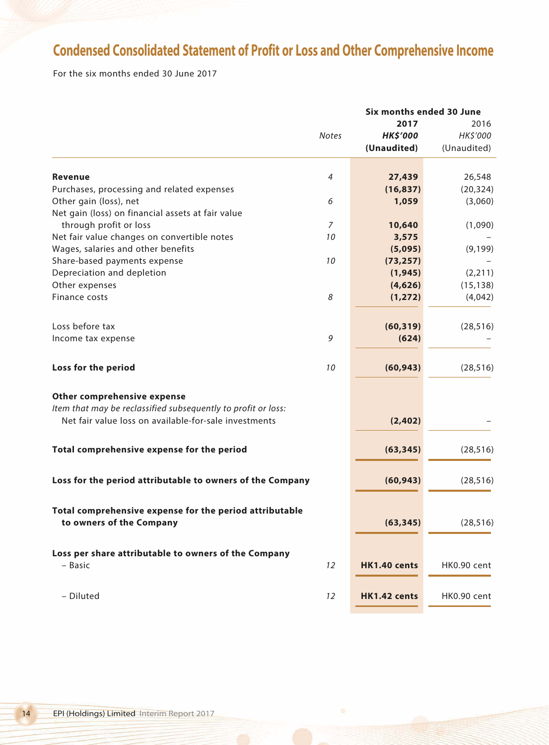# Condensed Consolidated Statement of Profit or Loss and Other Comprehensive Income

For the six months ended 30 June 2017

| | Notes | Six months ended 30 June 2017 HK$'000 (Unaudited) | 2016 HK$'000 (Unaudited) |
|---|---|---|---|
| **Revenue** | 4 | **27,439** | 26,548 |
| Purchases, processing and related expenses | | **(16,837)** | (20,324) |
| Other gain (loss), net | 6 | **1,059** | (3,060) |
| Net gain (loss) on financial assets at fair value through profit or loss | 7 | **10,640** | (1,090) |
| Net fair value changes on convertible notes | 10 | **3,575** | – |
| Wages, salaries and other benefits | | **(5,095)** | (9,199) |
| Share-based payments expense | 10 | **(73,257)** | – |
| Depreciation and depletion | | **(1,945)** | (2,211) |
| Other expenses | | **(4,626)** | (15,138) |
| Finance costs | 8 | **(1,272)** | (4,042) |
| Loss before tax | | **(60,319)** | (28,516) |
| Income tax expense | 9 | **(624)** | – |
| **Loss for the period** | 10 | **(60,943)** | (28,516) |
| **Other comprehensive expense** | | | |
| *Item that may be reclassified subsequently to profit or loss:* | | | |
| Net fair value loss on available-for-sale investments | | **(2,402)** | – |
| **Total comprehensive expense for the period** | | **(63,345)** | (28,516) |
| **Loss for the period attributable to owners of the Company** | | **(60,943)** | (28,516) |
| **Total comprehensive expense for the period attributable to owners of the Company** | | **(63,345)** | (28,516) |
| **Loss per share attributable to owners of the Company** | | | |
| – Basic | 12 | **HK1.40 cents** | HK0.90 cent |
| – Diluted | 12 | **HK1.42 cents** | HK0.90 cent |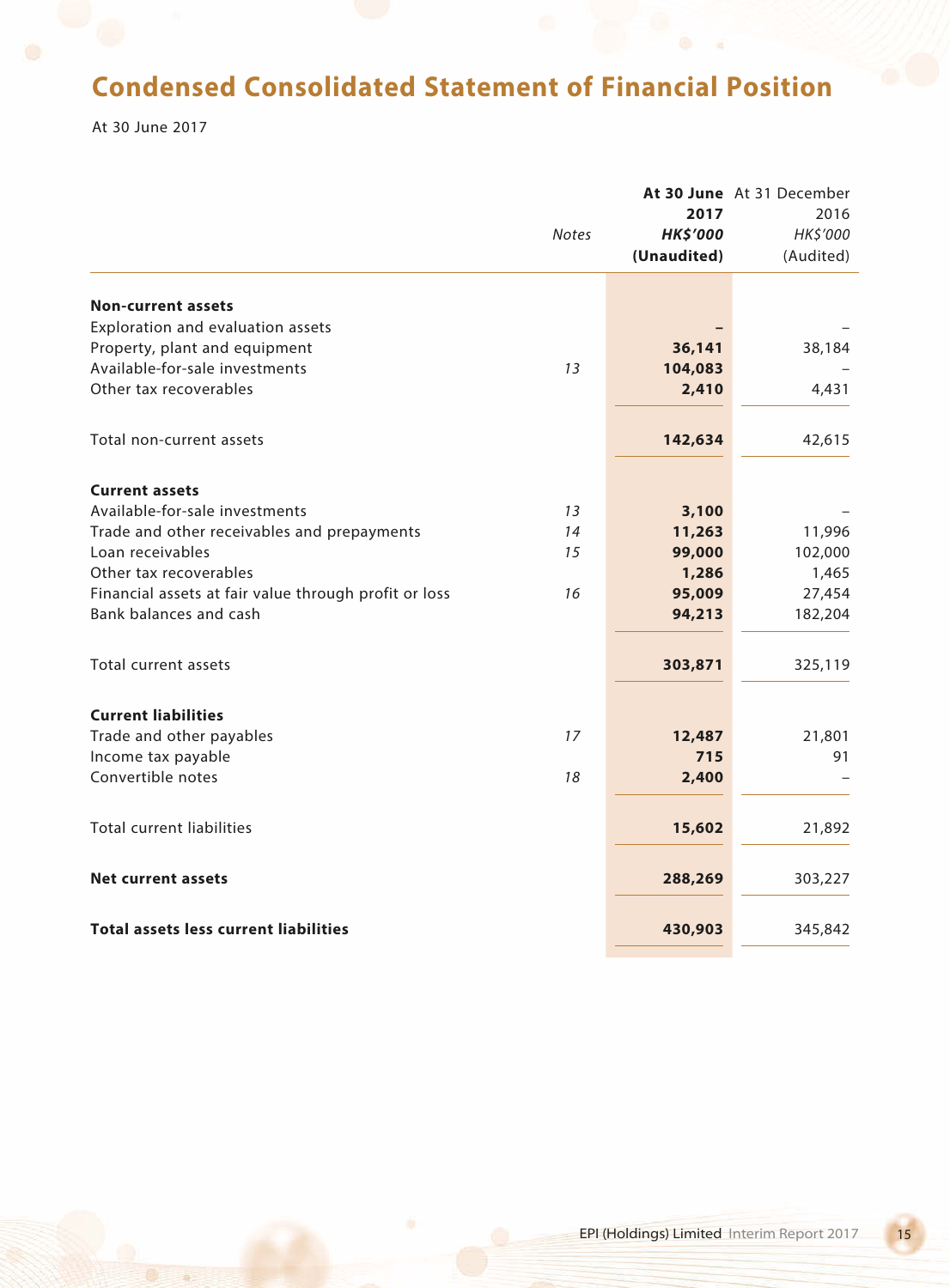# Condensed Consolidated Statement of Financial Position

At 30 June 2017

| | Notes | At 30 June 2017 HK$'000 (Unaudited) | At 31 December 2016 HK$'000 (Audited) |
|---|---|---|---|
| **Non-current assets** | | | |
| Exploration and evaluation assets | | – | – |
| Property, plant and equipment | | 36,141 | 38,184 |
| Available-for-sale investments | 13 | 104,083 | – |
| Other tax recoverables | | 2,410 | 4,431 |
| Total non-current assets | | 142,634 | 42,615 |
| **Current assets** | | | |
| Available-for-sale investments | 13 | 3,100 | – |
| Trade and other receivables and prepayments | 14 | 11,263 | 11,996 |
| Loan receivables | 15 | 99,000 | 102,000 |
| Other tax recoverables | | 1,286 | 1,465 |
| Financial assets at fair value through profit or loss | 16 | 95,009 | 27,454 |
| Bank balances and cash | | 94,213 | 182,204 |
| Total current assets | | 303,871 | 325,119 |
| **Current liabilities** | | | |
| Trade and other payables | 17 | 12,487 | 21,801 |
| Income tax payable | | 715 | 91 |
| Convertible notes | 18 | 2,400 | – |
| Total current liabilities | | 15,602 | 21,892 |
| **Net current assets** | | 288,269 | 303,227 |
| **Total assets less current liabilities** | | 430,903 | 345,842 |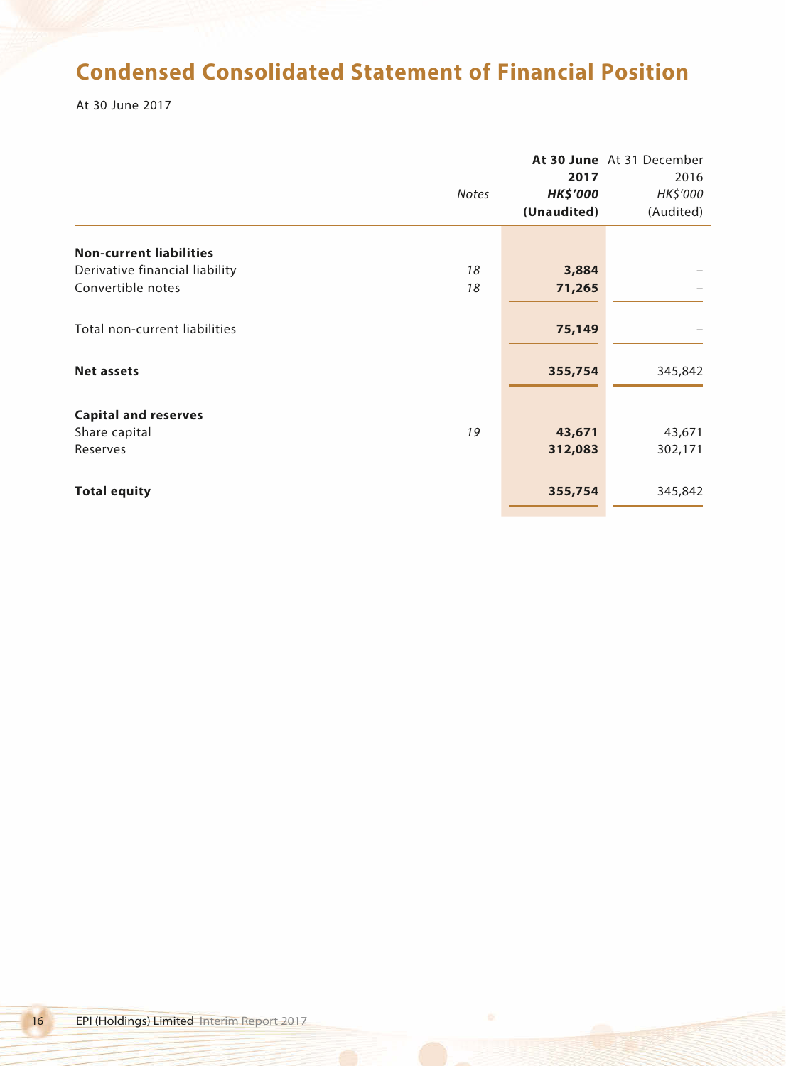## Condensed Consolidated Statement of Financial Position

At 30 June 2017

| | *Notes* | **At 30 June 2017** **_HK$'000_** **(Unaudited)** | At 31 December 2016 *HK$'000* (Audited) |
|---|---|---|---|
| **Non-current liabilities** | | | |
| Derivative financial liability | *18* | **3,884** | – |
| Convertible notes | *18* | **71,265** | – |
| Total non-current liabilities | | **75,149** | – |
| **Net assets** | | **355,754** | 345,842 |
| **Capital and reserves** | | | |
| Share capital | *19* | **43,671** | 43,671 |
| Reserves | | **312,083** | 302,171 |
| **Total equity** | | **355,754** | 345,842 |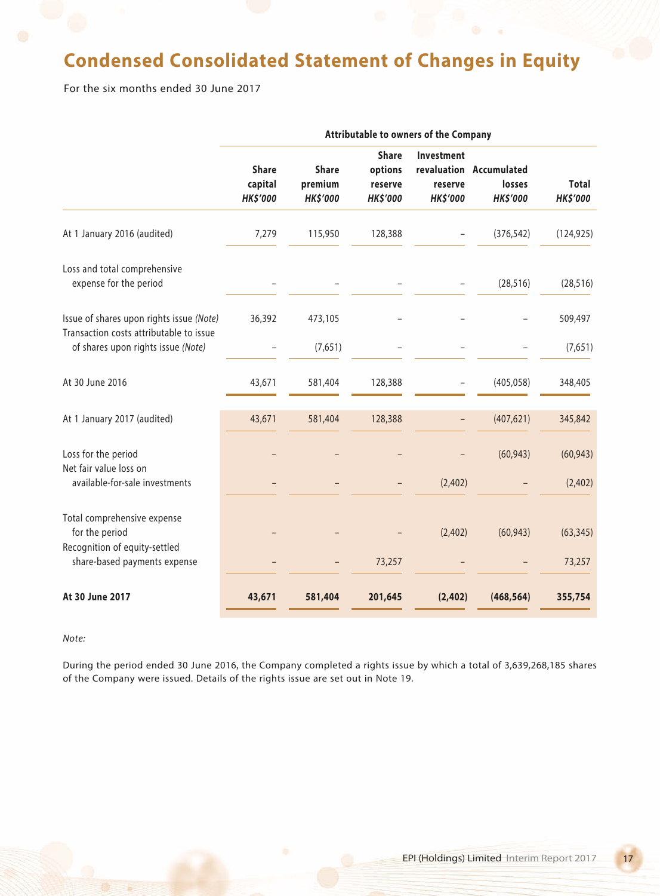# Condensed Consolidated Statement of Changes in Equity

For the six months ended 30 June 2017

| | Attributable to owners of the Company | | | | | |
|---|---|---|---|---|---|---|
| | Share capital *HK$'000* | Share premium *HK$'000* | Share options reserve *HK$'000* | Investment revaluation reserve *HK$'000* | Accumulated losses *HK$'000* | Total *HK$'000* |
| At 1 January 2016 (audited) | 7,279 | 115,950 | 128,388 | – | (376,542) | (124,925) |
| Loss and total comprehensive expense for the period | – | – | – | – | (28,516) | (28,516) |
| Issue of shares upon rights issue *(Note)* | 36,392 | 473,105 | – | – | – | 509,497 |
| Transaction costs attributable to issue of shares upon rights issue *(Note)* | – | (7,651) | – | – | – | (7,651) |
| At 30 June 2016 | 43,671 | 581,404 | 128,388 | – | (405,058) | 348,405 |
| At 1 January 2017 (audited) | 43,671 | 581,404 | 128,388 | – | (407,621) | 345,842 |
| Loss for the period | – | – | – | – | (60,943) | (60,943) |
| Net fair value loss on available-for-sale investments | – | – | – | (2,402) | – | (2,402) |
| Total comprehensive expense for the period | – | – | – | (2,402) | (60,943) | (63,345) |
| Recognition of equity-settled share-based payments expense | – | – | 73,257 | – | – | 73,257 |
| **At 30 June 2017** | **43,671** | **581,404** | **201,645** | **(2,402)** | **(468,564)** | **355,754** |

*Note:*

During the period ended 30 June 2016, the Company completed a rights issue by which a total of 3,639,268,185 shares of the Company were issued. Details of the rights issue are set out in Note 19.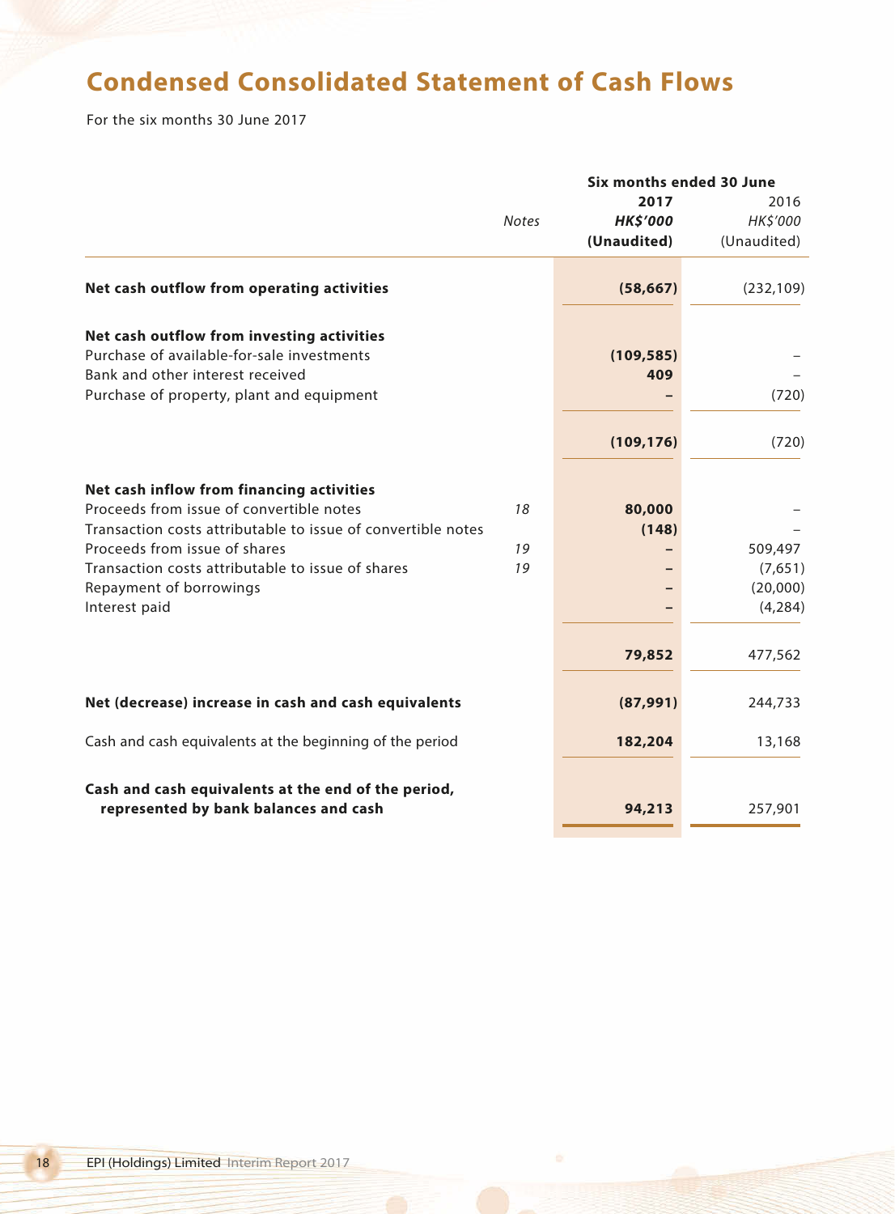# Condensed Consolidated Statement of Cash Flows

For the six months 30 June 2017

| | Notes | Six months ended 30 June 2017 HK$'000 (Unaudited) | 2016 HK$'000 (Unaudited) |
|---|---|---|---|
| **Net cash outflow from operating activities** | | **(58,667)** | (232,109) |
| **Net cash outflow from investing activities** | | | |
| Purchase of available-for-sale investments | | **(109,585)** | – |
| Bank and other interest received | | **409** | – |
| Purchase of property, plant and equipment | | **–** | (720) |
| | | **(109,176)** | (720) |
| **Net cash inflow from financing activities** | | | |
| Proceeds from issue of convertible notes | *18* | **80,000** | – |
| Transaction costs attributable to issue of convertible notes | | **(148)** | – |
| Proceeds from issue of shares | *19* | **–** | 509,497 |
| Transaction costs attributable to issue of shares | *19* | **–** | (7,651) |
| Repayment of borrowings | | **–** | (20,000) |
| Interest paid | | **–** | (4,284) |
| | | **79,852** | 477,562 |
| **Net (decrease) increase in cash and cash equivalents** | | **(87,991)** | 244,733 |
| Cash and cash equivalents at the beginning of the period | | **182,204** | 13,168 |
| **Cash and cash equivalents at the end of the period, represented by bank balances and cash** | | **94,213** | 257,901 |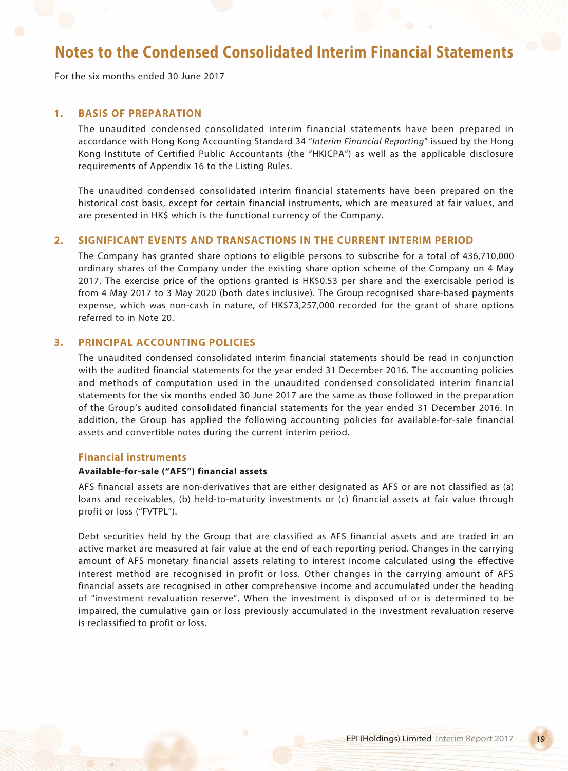# Notes to the Condensed Consolidated Interim Financial Statements

For the six months ended 30 June 2017

## 1. BASIS OF PREPARATION

The unaudited condensed consolidated interim financial statements have been prepared in accordance with Hong Kong Accounting Standard 34 "*Interim Financial Reporting*" issued by the Hong Kong Institute of Certified Public Accountants (the "HKICPA") as well as the applicable disclosure requirements of Appendix 16 to the Listing Rules.

The unaudited condensed consolidated interim financial statements have been prepared on the historical cost basis, except for certain financial instruments, which are measured at fair values, and are presented in HK$ which is the functional currency of the Company.

## 2. SIGNIFICANT EVENTS AND TRANSACTIONS IN THE CURRENT INTERIM PERIOD

The Company has granted share options to eligible persons to subscribe for a total of 436,710,000 ordinary shares of the Company under the existing share option scheme of the Company on 4 May 2017. The exercise price of the options granted is HK$0.53 per share and the exercisable period is from 4 May 2017 to 3 May 2020 (both dates inclusive). The Group recognised share-based payments expense, which was non-cash in nature, of HK$73,257,000 recorded for the grant of share options referred to in Note 20.

## 3. PRINCIPAL ACCOUNTING POLICIES

The unaudited condensed consolidated interim financial statements should be read in conjunction with the audited financial statements for the year ended 31 December 2016. The accounting policies and methods of computation used in the unaudited condensed consolidated interim financial statements for the six months ended 30 June 2017 are the same as those followed in the preparation of the Group's audited consolidated financial statements for the year ended 31 December 2016. In addition, the Group has applied the following accounting policies for available-for-sale financial assets and convertible notes during the current interim period.

### Financial instruments

**Available-for-sale ("AFS") financial assets**

AFS financial assets are non-derivatives that are either designated as AFS or are not classified as (a) loans and receivables, (b) held-to-maturity investments or (c) financial assets at fair value through profit or loss ("FVTPL").

Debt securities held by the Group that are classified as AFS financial assets and are traded in an active market are measured at fair value at the end of each reporting period. Changes in the carrying amount of AFS monetary financial assets relating to interest income calculated using the effective interest method are recognised in profit or loss. Other changes in the carrying amount of AFS financial assets are recognised in other comprehensive income and accumulated under the heading of "investment revaluation reserve". When the investment is disposed of or is determined to be impaired, the cumulative gain or loss previously accumulated in the investment revaluation reserve is reclassified to profit or loss.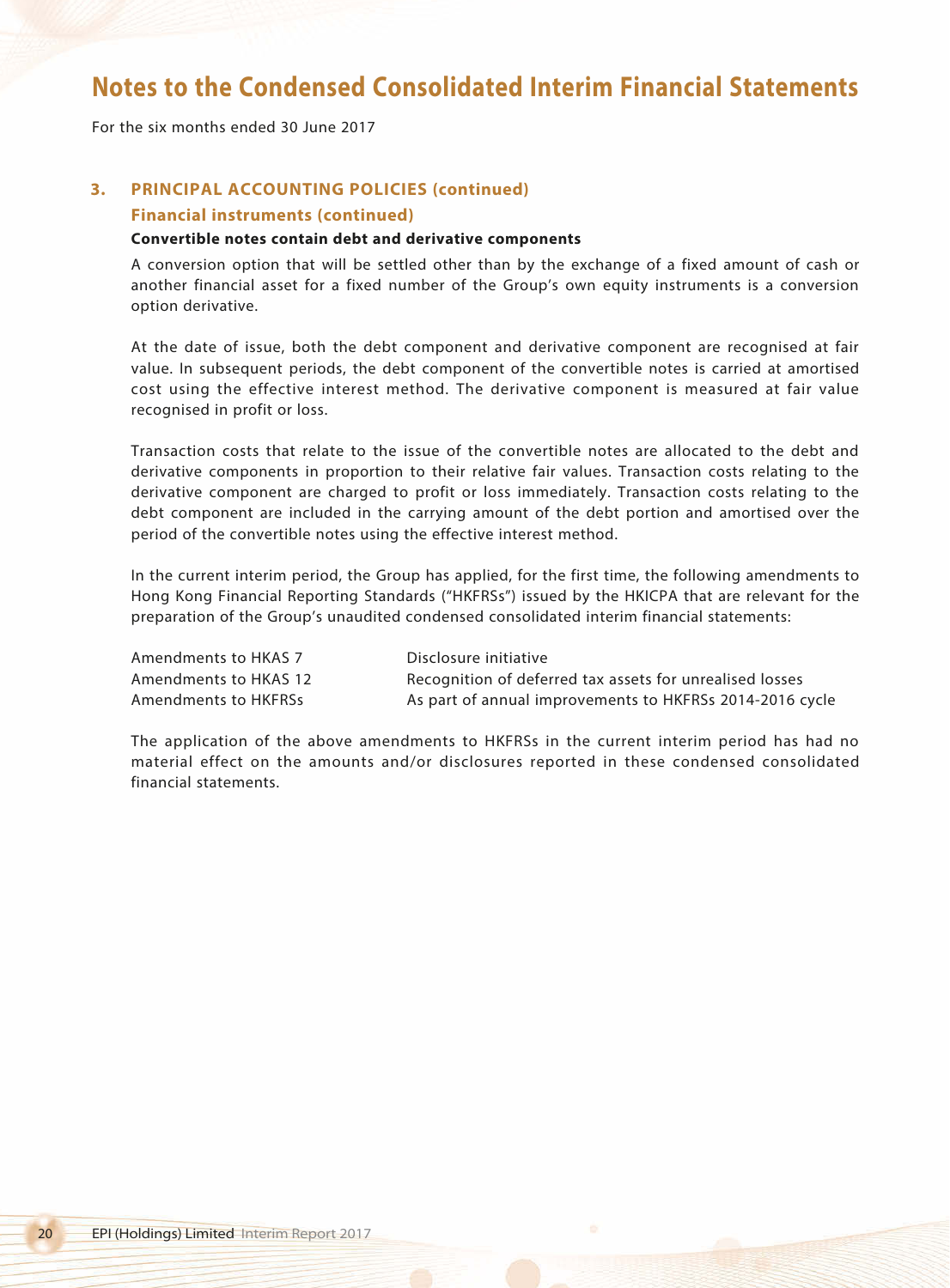# Notes to the Condensed Consolidated Interim Financial Statements

For the six months ended 30 June 2017

## 3. PRINCIPAL ACCOUNTING POLICIES (continued)

### Financial instruments (continued)

**Convertible notes contain debt and derivative components**

A conversion option that will be settled other than by the exchange of a fixed amount of cash or another financial asset for a fixed number of the Group's own equity instruments is a conversion option derivative.

At the date of issue, both the debt component and derivative component are recognised at fair value. In subsequent periods, the debt component of the convertible notes is carried at amortised cost using the effective interest method. The derivative component is measured at fair value recognised in profit or loss.

Transaction costs that relate to the issue of the convertible notes are allocated to the debt and derivative components in proportion to their relative fair values. Transaction costs relating to the derivative component are charged to profit or loss immediately. Transaction costs relating to the debt component are included in the carrying amount of the debt portion and amortised over the period of the convertible notes using the effective interest method.

In the current interim period, the Group has applied, for the first time, the following amendments to Hong Kong Financial Reporting Standards ("HKFRSs") issued by the HKICPA that are relevant for the preparation of the Group's unaudited condensed consolidated interim financial statements:

| | |
|---|---|
| Amendments to HKAS 7 | Disclosure initiative |
| Amendments to HKAS 12 | Recognition of deferred tax assets for unrealised losses |
| Amendments to HKFRSs | As part of annual improvements to HKFRSs 2014-2016 cycle |

The application of the above amendments to HKFRSs in the current interim period has had no material effect on the amounts and/or disclosures reported in these condensed consolidated financial statements.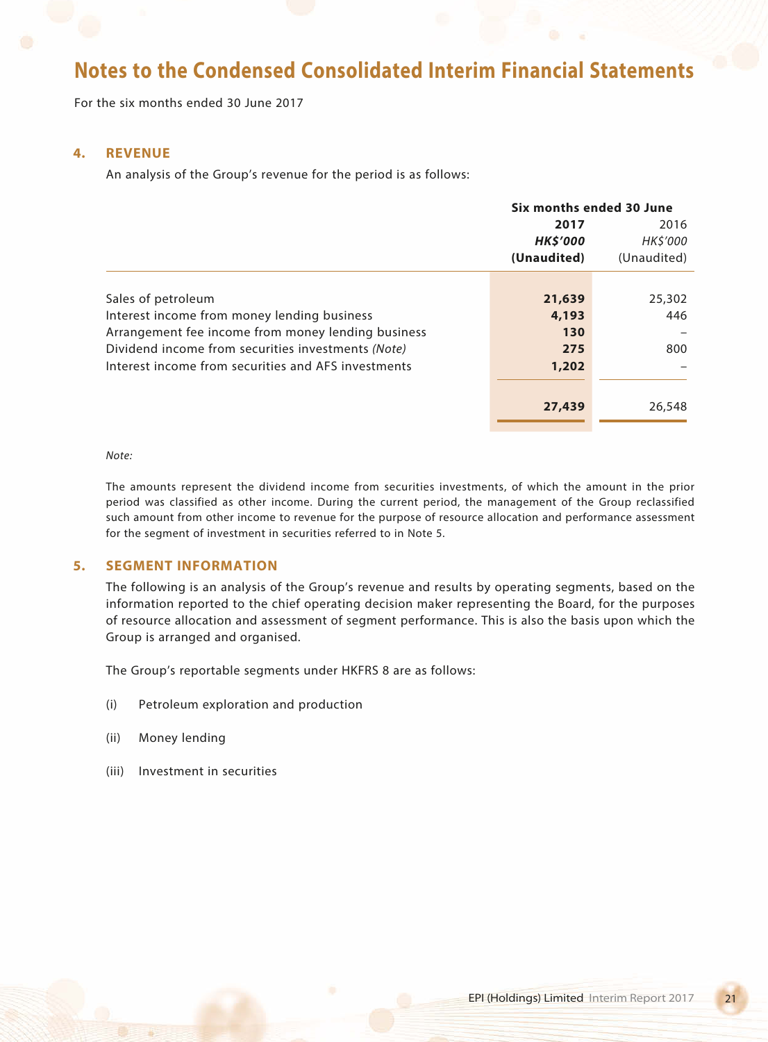# Notes to the Condensed Consolidated Interim Financial Statements

For the six months ended 30 June 2017

## 4. REVENUE

An analysis of the Group's revenue for the period is as follows:

| | Six months ended 30 June | |
|---|---|---|
| | **2017** | 2016 |
| | ***HK$'000*** | *HK$'000* |
| | **(Unaudited)** | (Unaudited) |
| Sales of petroleum | **21,639** | 25,302 |
| Interest income from money lending business | **4,193** | 446 |
| Arrangement fee income from money lending business | **130** | – |
| Dividend income from securities investments *(Note)* | **275** | 800 |
| Interest income from securities and AFS investments | **1,202** | – |
| | **27,439** | 26,548 |

*Note:*

The amounts represent the dividend income from securities investments, of which the amount in the prior period was classified as other income. During the current period, the management of the Group reclassified such amount from other income to revenue for the purpose of resource allocation and performance assessment for the segment of investment in securities referred to in Note 5.

## 5. SEGMENT INFORMATION

The following is an analysis of the Group's revenue and results by operating segments, based on the information reported to the chief operating decision maker representing the Board, for the purposes of resource allocation and assessment of segment performance. This is also the basis upon which the Group is arranged and organised.

The Group's reportable segments under HKFRS 8 are as follows:

(i) Petroleum exploration and production

(ii) Money lending

(iii) Investment in securities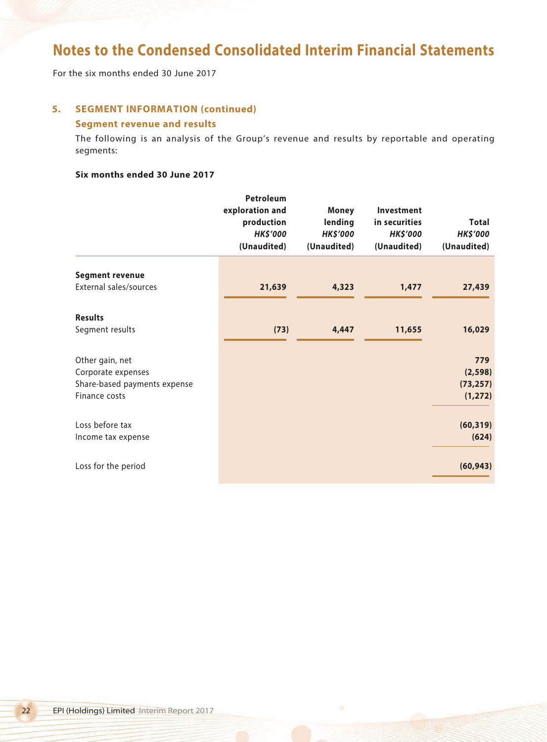# Notes to the Condensed Consolidated Interim Financial Statements

For the six months ended 30 June 2017

## 5. SEGMENT INFORMATION (continued)

### Segment revenue and results

The following is an analysis of the Group's revenue and results by reportable and operating segments:

**Six months ended 30 June 2017**

| | Petroleum exploration and production *HK$'000* (Unaudited) | Money lending *HK$'000* (Unaudited) | Investment in securities *HK$'000* (Unaudited) | Total *HK$'000* (Unaudited) |
|---|---|---|---|---|
| **Segment revenue** | | | | |
| External sales/sources | **21,639** | **4,323** | **1,477** | **27,439** |
| **Results** | | | | |
| Segment results | **(73)** | **4,447** | **11,655** | **16,029** |
| Other gain, net | | | | **779** |
| Corporate expenses | | | | **(2,598)** |
| Share-based payments expense | | | | **(73,257)** |
| Finance costs | | | | **(1,272)** |
| Loss before tax | | | | **(60,319)** |
| Income tax expense | | | | **(624)** |
| Loss for the period | | | | **(60,943)** |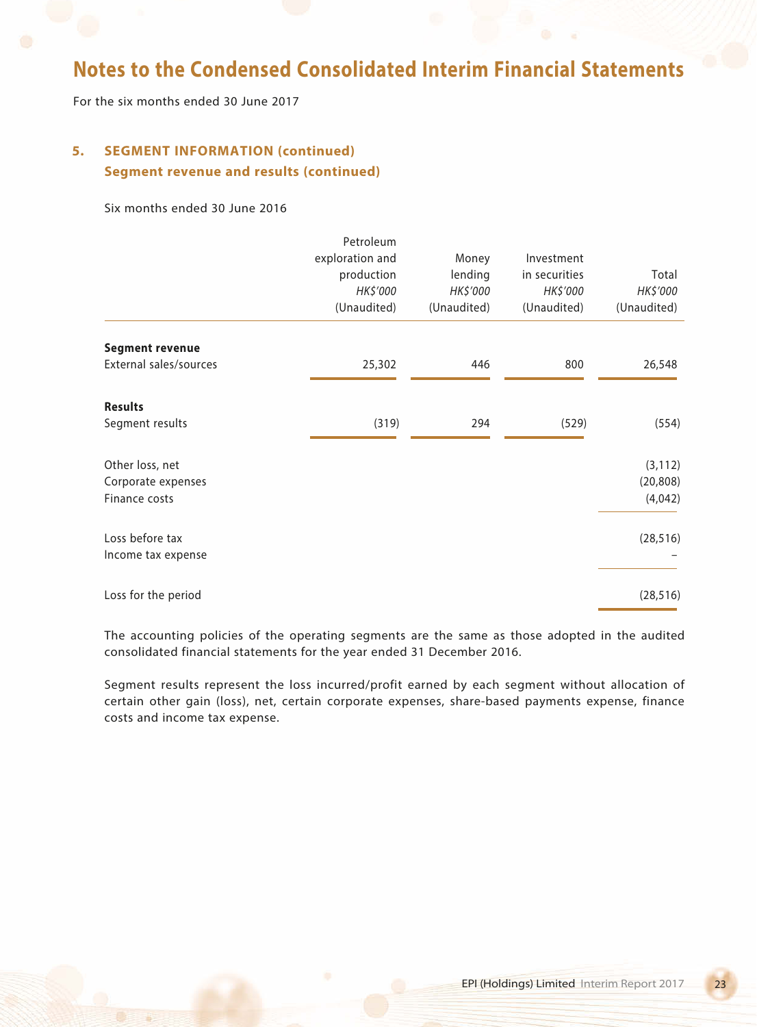# Notes to the Condensed Consolidated Interim Financial Statements

For the six months ended 30 June 2017

## 5. SEGMENT INFORMATION (continued)

### Segment revenue and results (continued)

Six months ended 30 June 2016

| | Petroleum exploration and production *HK$'000* (Unaudited) | Money lending *HK$'000* (Unaudited) | Investment in securities *HK$'000* (Unaudited) | Total *HK$'000* (Unaudited) |
|---|---|---|---|---|
| **Segment revenue** | | | | |
| External sales/sources | 25,302 | 446 | 800 | 26,548 |
| **Results** | | | | |
| Segment results | (319) | 294 | (529) | (554) |
| Other loss, net | | | | (3,112) |
| Corporate expenses | | | | (20,808) |
| Finance costs | | | | (4,042) |
| Loss before tax | | | | (28,516) |
| Income tax expense | | | | – |
| Loss for the period | | | | (28,516) |

The accounting policies of the operating segments are the same as those adopted in the audited consolidated financial statements for the year ended 31 December 2016.

Segment results represent the loss incurred/profit earned by each segment without allocation of certain other gain (loss), net, certain corporate expenses, share-based payments expense, finance costs and income tax expense.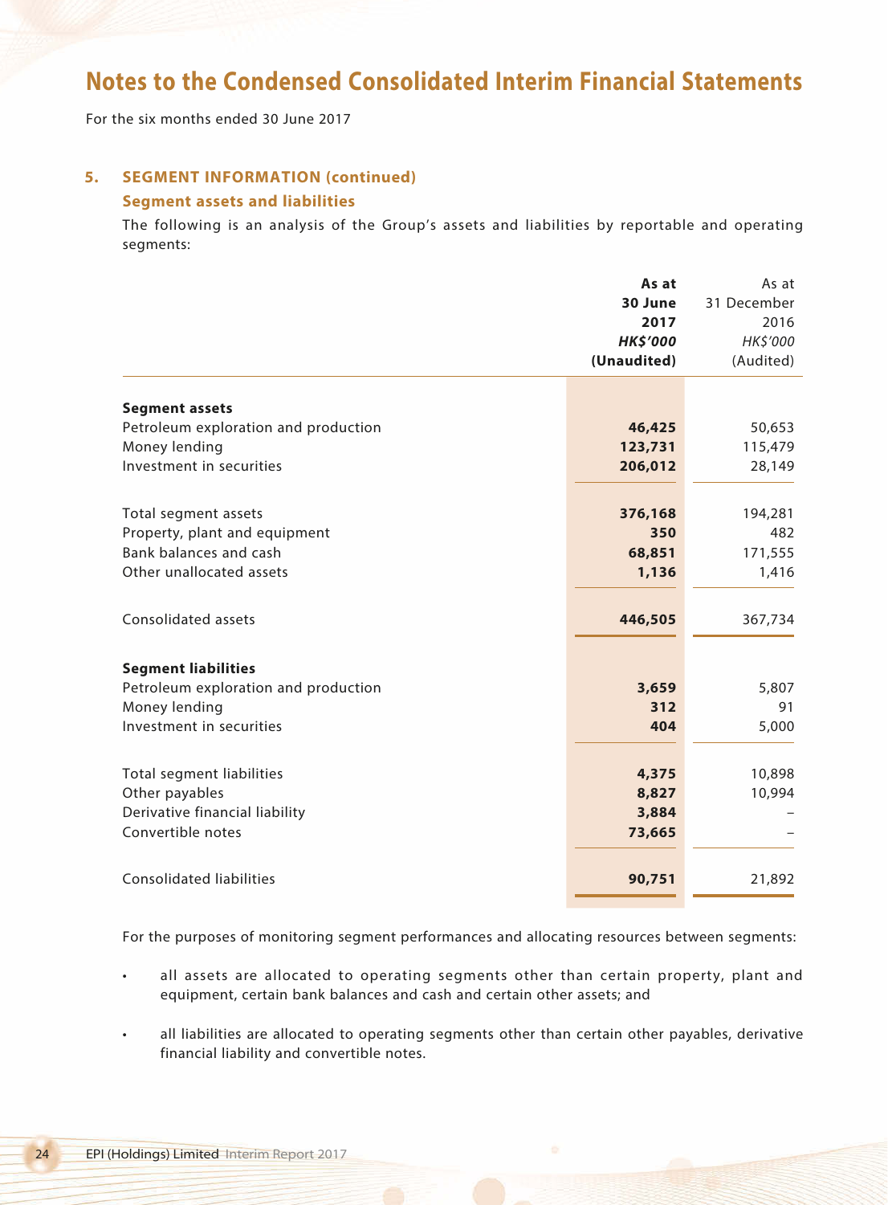# Notes to the Condensed Consolidated Interim Financial Statements

For the six months ended 30 June 2017

## 5. SEGMENT INFORMATION (continued)

### Segment assets and liabilities

The following is an analysis of the Group's assets and liabilities by reportable and operating segments:

| | **As at 30 June 2017** ***HK$'000*** **(Unaudited)** | As at 31 December 2016 *HK$'000* (Audited) |
|---|---|---|
| **Segment assets** | | |
| Petroleum exploration and production | **46,425** | 50,653 |
| Money lending | **123,731** | 115,479 |
| Investment in securities | **206,012** | 28,149 |
| Total segment assets | **376,168** | 194,281 |
| Property, plant and equipment | **350** | 482 |
| Bank balances and cash | **68,851** | 171,555 |
| Other unallocated assets | **1,136** | 1,416 |
| Consolidated assets | **446,505** | 367,734 |
| **Segment liabilities** | | |
| Petroleum exploration and production | **3,659** | 5,807 |
| Money lending | **312** | 91 |
| Investment in securities | **404** | 5,000 |
| Total segment liabilities | **4,375** | 10,898 |
| Other payables | **8,827** | 10,994 |
| Derivative financial liability | **3,884** | – |
| Convertible notes | **73,665** | – |
| Consolidated liabilities | **90,751** | 21,892 |

For the purposes of monitoring segment performances and allocating resources between segments:

- all assets are allocated to operating segments other than certain property, plant and equipment, certain bank balances and cash and certain other assets; and
- all liabilities are allocated to operating segments other than certain other payables, derivative financial liability and convertible notes.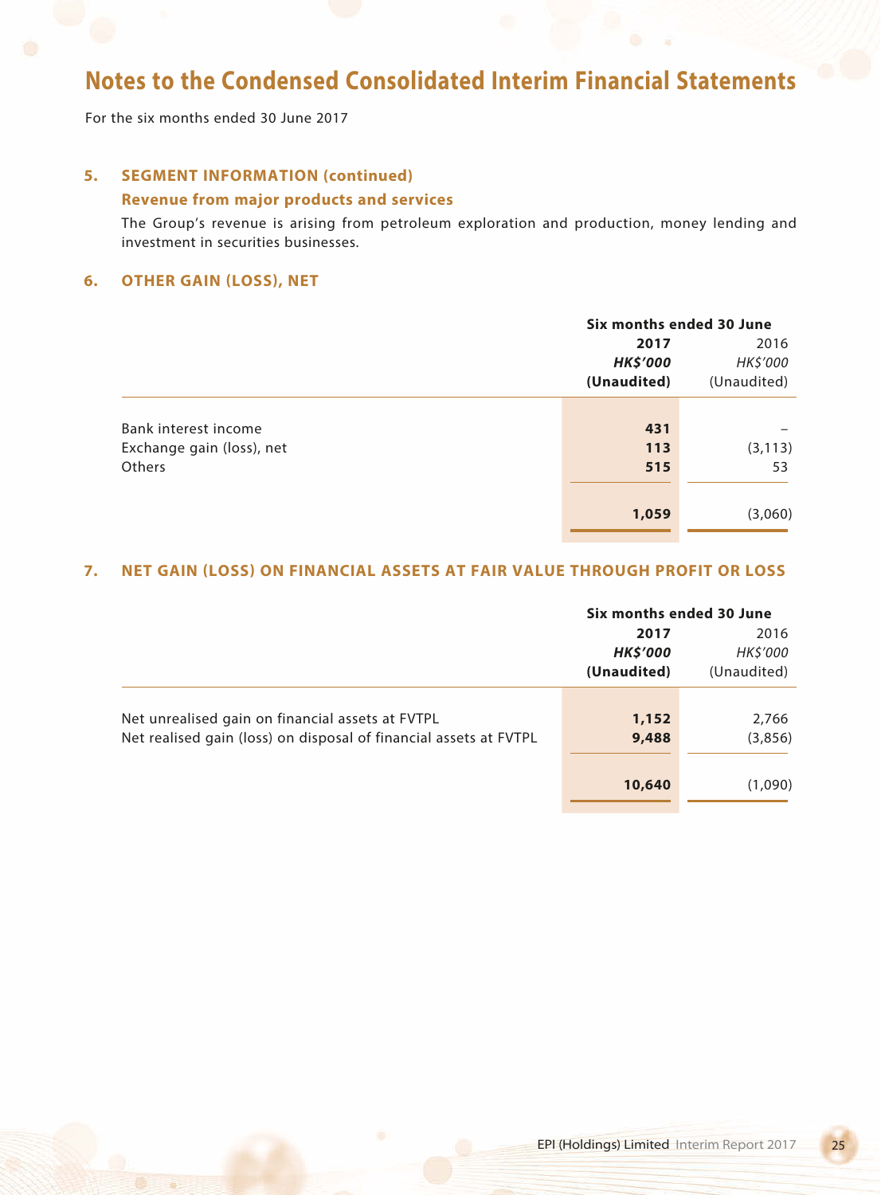# Notes to the Condensed Consolidated Interim Financial Statements

For the six months ended 30 June 2017

## 5. SEGMENT INFORMATION (continued)

### Revenue from major products and services

The Group's revenue is arising from petroleum exploration and production, money lending and investment in securities businesses.

## 6. OTHER GAIN (LOSS), NET

| | Six months ended 30 June | |
|---|---|---|
| | **2017** | 2016 |
| | ***HK$'000*** | *HK$'000* |
| | **(Unaudited)** | (Unaudited) |
| Bank interest income | **431** | – |
| Exchange gain (loss), net | **113** | (3,113) |
| Others | **515** | 53 |
| | **1,059** | (3,060) |

## 7. NET GAIN (LOSS) ON FINANCIAL ASSETS AT FAIR VALUE THROUGH PROFIT OR LOSS

| | Six months ended 30 June | |
|---|---|---|
| | **2017** | 2016 |
| | ***HK$'000*** | *HK$'000* |
| | **(Unaudited)** | (Unaudited) |
| Net unrealised gain on financial assets at FVTPL | **1,152** | 2,766 |
| Net realised gain (loss) on disposal of financial assets at FVTPL | **9,488** | (3,856) |
| | **10,640** | (1,090) |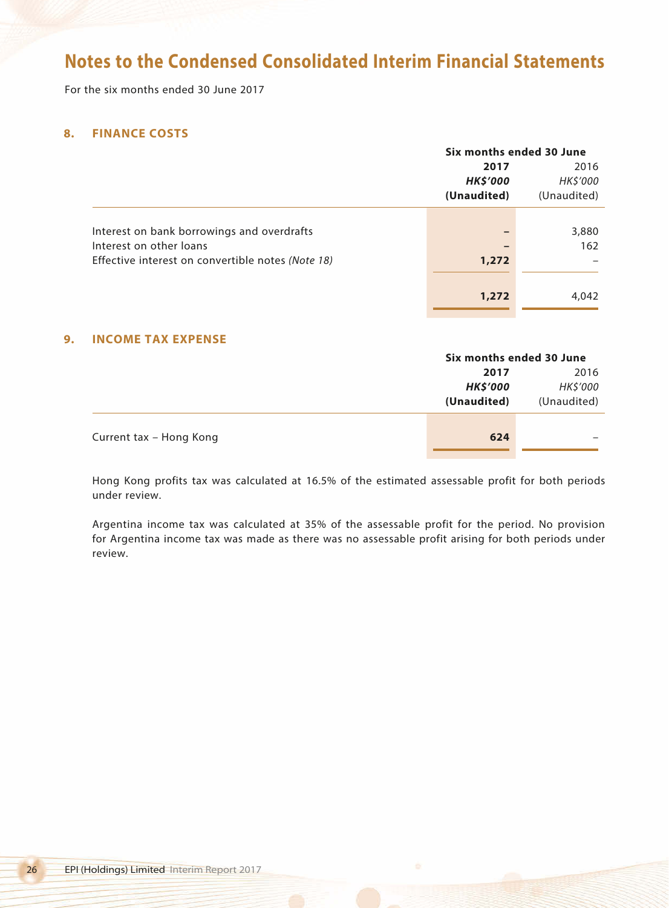# Notes to the Condensed Consolidated Interim Financial Statements

For the six months ended 30 June 2017

## 8. FINANCE COSTS

| | Six months ended 30 June | |
|---|---|---|
| | **2017** | 2016 |
| | ***HK$'000*** | *HK$'000* |
| | **(Unaudited)** | (Unaudited) |
| Interest on bank borrowings and overdrafts | **–** | 3,880 |
| Interest on other loans | **–** | 162 |
| Effective interest on convertible notes *(Note 18)* | **1,272** | – |
| | **1,272** | 4,042 |

## 9. INCOME TAX EXPENSE

| | Six months ended 30 June | |
|---|---|---|
| | **2017** | 2016 |
| | ***HK$'000*** | *HK$'000* |
| | **(Unaudited)** | (Unaudited) |
| Current tax – Hong Kong | **624** | – |

Hong Kong profits tax was calculated at 16.5% of the estimated assessable profit for both periods under review.

Argentina income tax was calculated at 35% of the assessable profit for the period. No provision for Argentina income tax was made as there was no assessable profit arising for both periods under review.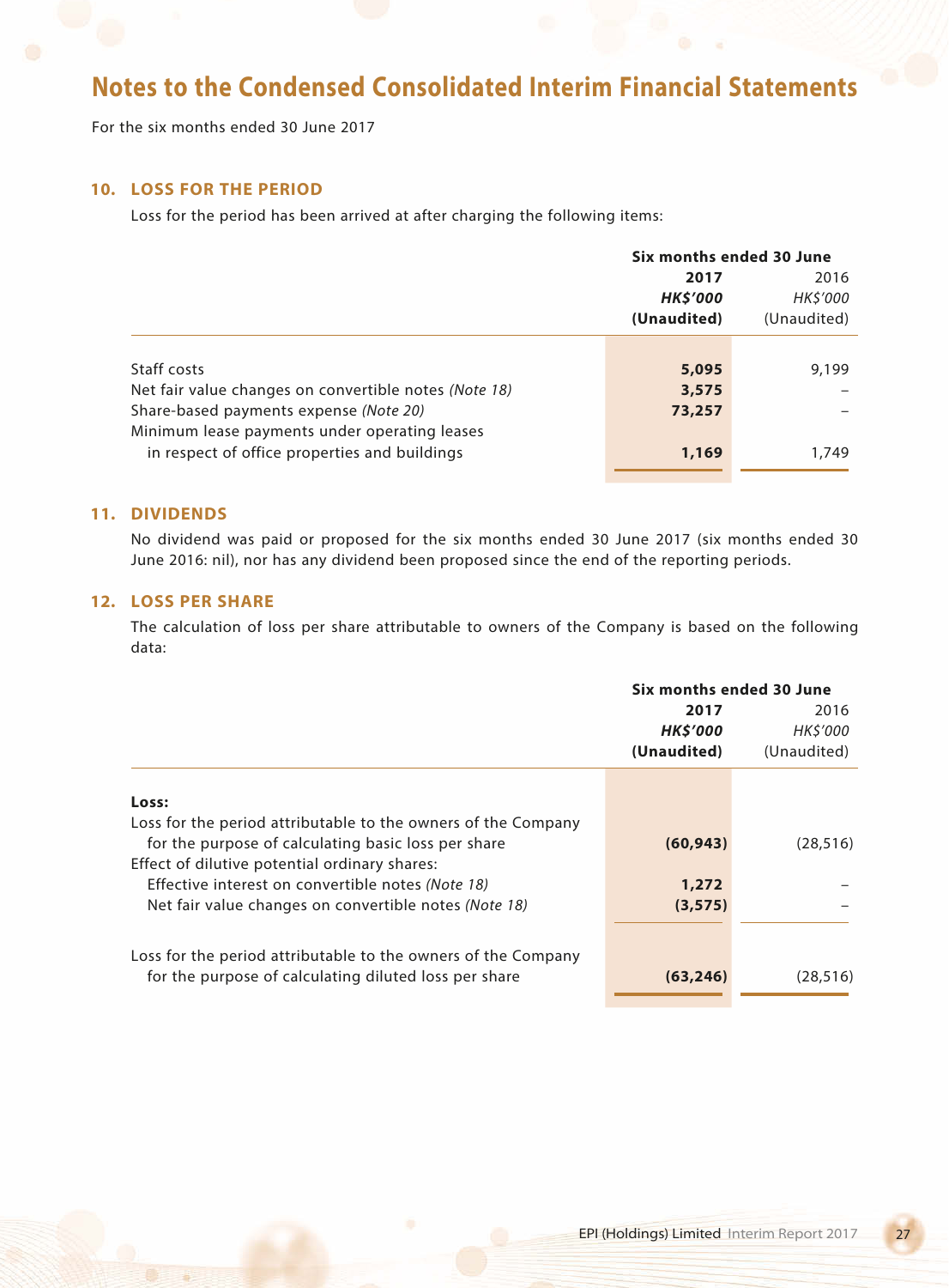# Notes to the Condensed Consolidated Interim Financial Statements

For the six months ended 30 June 2017

## 10. LOSS FOR THE PERIOD

Loss for the period has been arrived at after charging the following items:

| | Six months ended 30 June | |
|---|---|---|
| | **2017** | 2016 |
| | ***HK$'000*** | *HK$'000* |
| | **(Unaudited)** | (Unaudited) |
| Staff costs | **5,095** | 9,199 |
| Net fair value changes on convertible notes *(Note 18)* | **3,575** | – |
| Share-based payments expense *(Note 20)* | **73,257** | – |
| Minimum lease payments under operating leases in respect of office properties and buildings | **1,169** | 1,749 |

## 11. DIVIDENDS

No dividend was paid or proposed for the six months ended 30 June 2017 (six months ended 30 June 2016: nil), nor has any dividend been proposed since the end of the reporting periods.

## 12. LOSS PER SHARE

The calculation of loss per share attributable to owners of the Company is based on the following data:

| | Six months ended 30 June | |
|---|---|---|
| | **2017** | 2016 |
| | ***HK$'000*** | *HK$'000* |
| | **(Unaudited)** | (Unaudited) |
| **Loss:** | | |
| Loss for the period attributable to the owners of the Company for the purpose of calculating basic loss per share | **(60,943)** | (28,516) |
| Effect of dilutive potential ordinary shares: | | |
| Effective interest on convertible notes *(Note 18)* | **1,272** | – |
| Net fair value changes on convertible notes *(Note 18)* | **(3,575)** | – |
| Loss for the period attributable to the owners of the Company for the purpose of calculating diluted loss per share | **(63,246)** | (28,516) |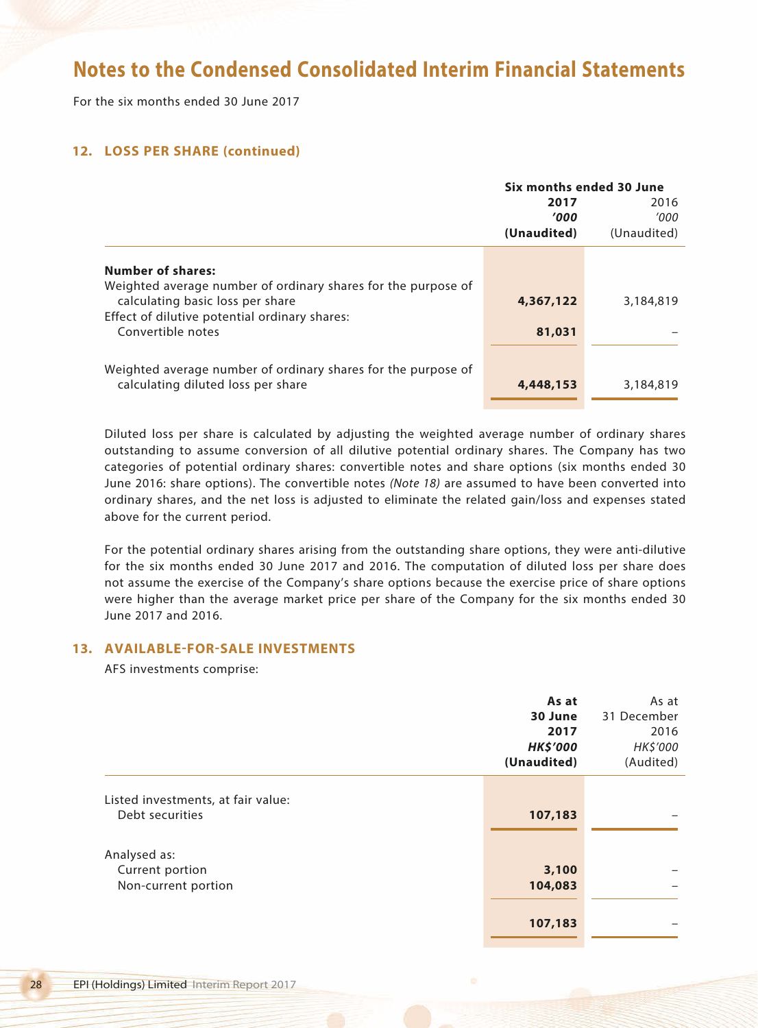# Notes to the Condensed Consolidated Interim Financial Statements

For the six months ended 30 June 2017

### 12. LOSS PER SHARE (continued)

| | Six months ended 30 June | |
|---|---|---|
| | **2017** | 2016 |
| | ***'000*** | *'000* |
| | **(Unaudited)** | (Unaudited) |
| **Number of shares:** | | |
| Weighted average number of ordinary shares for the purpose of calculating basic loss per share | **4,367,122** | 3,184,819 |
| Effect of dilutive potential ordinary shares: | | |
| Convertible notes | **81,031** | – |
| Weighted average number of ordinary shares for the purpose of calculating diluted loss per share | **4,448,153** | 3,184,819 |

Diluted loss per share is calculated by adjusting the weighted average number of ordinary shares outstanding to assume conversion of all dilutive potential ordinary shares. The Company has two categories of potential ordinary shares: convertible notes and share options (six months ended 30 June 2016: share options). The convertible notes *(Note 18)* are assumed to have been converted into ordinary shares, and the net loss is adjusted to eliminate the related gain/loss and expenses stated above for the current period.

For the potential ordinary shares arising from the outstanding share options, they were anti-dilutive for the six months ended 30 June 2017 and 2016. The computation of diluted loss per share does not assume the exercise of the Company's share options because the exercise price of share options were higher than the average market price per share of the Company for the six months ended 30 June 2017 and 2016.

### 13. AVAILABLE-FOR-SALE INVESTMENTS

AFS investments comprise:

| | **As at 30 June 2017** | As at 31 December 2016 |
|---|---|---|
| | ***HK$'000*** | *HK$'000* |
| | **(Unaudited)** | (Audited) |
| Listed investments, at fair value: | | |
| Debt securities | **107,183** | – |
| Analysed as: | | |
| Current portion | **3,100** | – |
| Non-current portion | **104,083** | – |
| | **107,183** | – |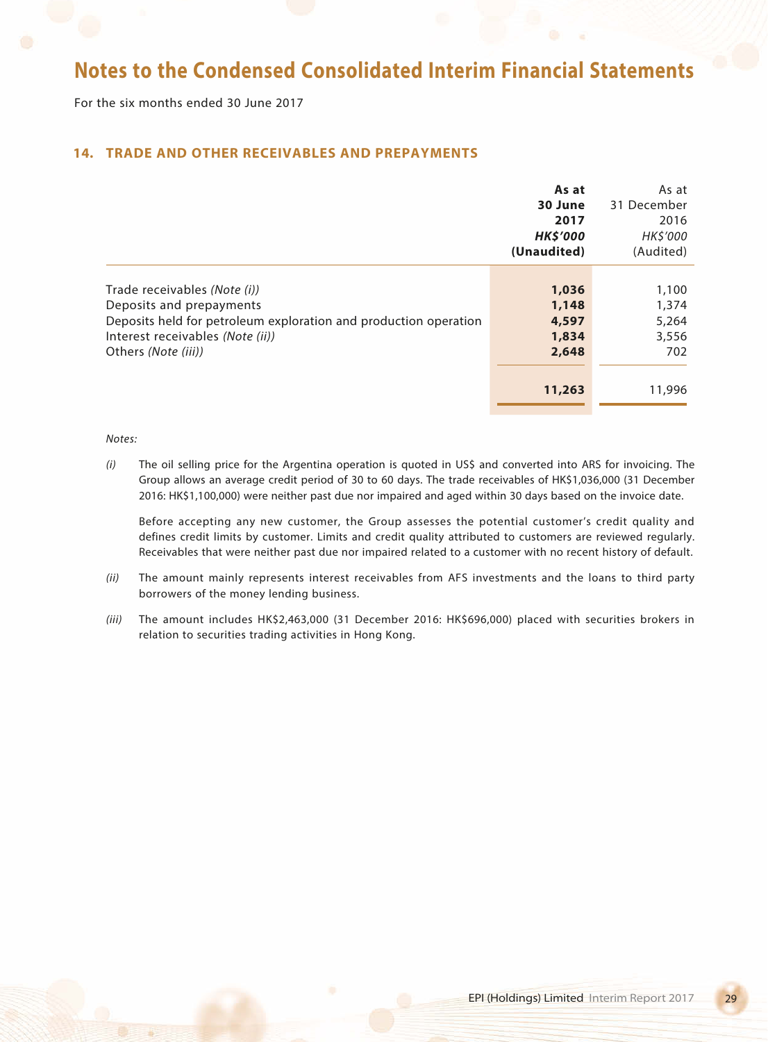# Notes to the Condensed Consolidated Interim Financial Statements

For the six months ended 30 June 2017

## 14. TRADE AND OTHER RECEIVABLES AND PREPAYMENTS

| | **As at 30 June 2017** | As at 31 December 2016 |
|---|---|---|
| | ***HK$'000*** | *HK$'000* |
| | **(Unaudited)** | (Audited) |
| Trade receivables *(Note (i))* | **1,036** | 1,100 |
| Deposits and prepayments | **1,148** | 1,374 |
| Deposits held for petroleum exploration and production operation | **4,597** | 5,264 |
| Interest receivables *(Note (ii))* | **1,834** | 3,556 |
| Others *(Note (iii))* | **2,648** | 702 |
| | **11,263** | 11,996 |

*Notes:*

*(i)* The oil selling price for the Argentina operation is quoted in US$ and converted into ARS for invoicing. The Group allows an average credit period of 30 to 60 days. The trade receivables of HK$1,036,000 (31 December 2016: HK$1,100,000) were neither past due nor impaired and aged within 30 days based on the invoice date.

Before accepting any new customer, the Group assesses the potential customer's credit quality and defines credit limits by customer. Limits and credit quality attributed to customers are reviewed regularly. Receivables that were neither past due nor impaired related to a customer with no recent history of default.

*(ii)* The amount mainly represents interest receivables from AFS investments and the loans to third party borrowers of the money lending business.

*(iii)* The amount includes HK$2,463,000 (31 December 2016: HK$696,000) placed with securities brokers in relation to securities trading activities in Hong Kong.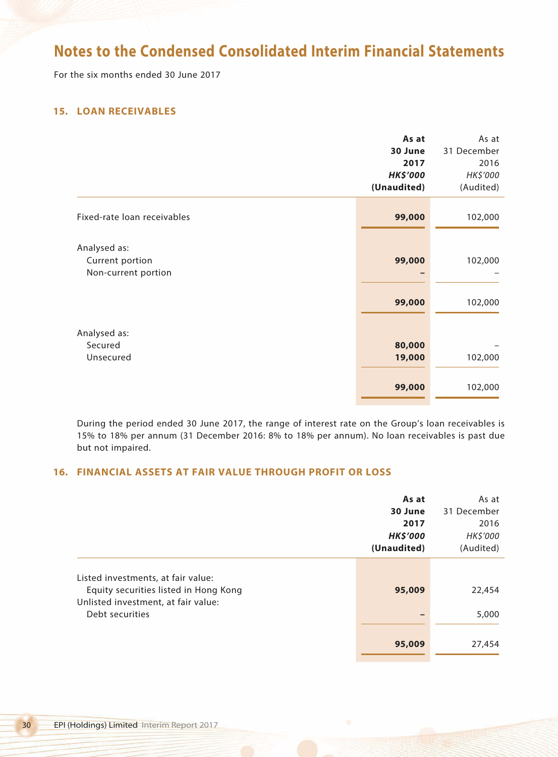# Notes to the Condensed Consolidated Interim Financial Statements

For the six months ended 30 June 2017

### 15. LOAN RECEIVABLES

| | As at 30 June 2017 *HK$'000* (Unaudited) | As at 31 December 2016 *HK$'000* (Audited) |
|---|---|---|
| Fixed-rate loan receivables | **99,000** | 102,000 |
| Analysed as: | | |
| Current portion | **99,000** | 102,000 |
| Non-current portion | **–** | – |
| | **99,000** | 102,000 |
| Analysed as: | | |
| Secured | **80,000** | – |
| Unsecured | **19,000** | 102,000 |
| | **99,000** | 102,000 |

During the period ended 30 June 2017, the range of interest rate on the Group's loan receivables is 15% to 18% per annum (31 December 2016: 8% to 18% per annum). No loan receivables is past due but not impaired.

### 16. FINANCIAL ASSETS AT FAIR VALUE THROUGH PROFIT OR LOSS

| | As at 30 June 2017 *HK$'000* (Unaudited) | As at 31 December 2016 *HK$'000* (Audited) |
|---|---|---|
| Listed investments, at fair value: | | |
| Equity securities listed in Hong Kong | **95,009** | 22,454 |
| Unlisted investment, at fair value: | | |
| Debt securities | **–** | 5,000 |
| | **95,009** | 27,454 |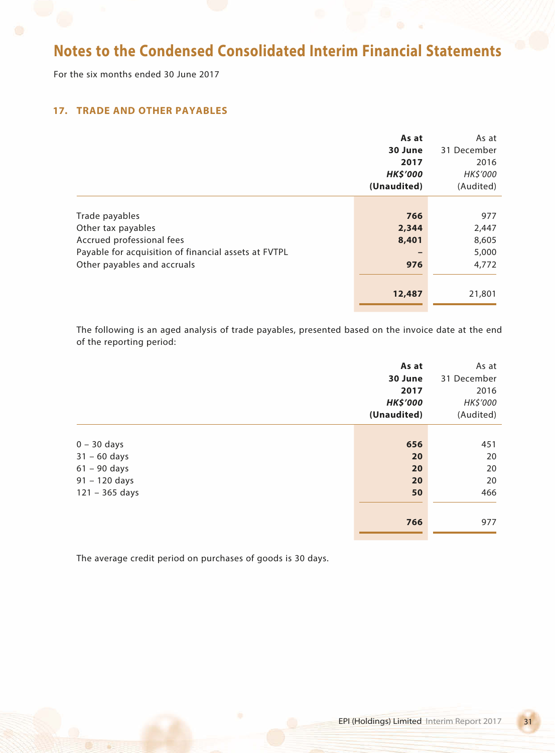# Notes to the Condensed Consolidated Interim Financial Statements

For the six months ended 30 June 2017

## 17. TRADE AND OTHER PAYABLES

| | **As at 30 June 2017** ***HK$'000*** **(Unaudited)** | As at 31 December 2016 *HK$'000* (Audited) |
|---|---|---|
| Trade payables | **766** | 977 |
| Other tax payables | **2,344** | 2,447 |
| Accrued professional fees | **8,401** | 8,605 |
| Payable for acquisition of financial assets at FVTPL | **–** | 5,000 |
| Other payables and accruals | **976** | 4,772 |
| | **12,487** | 21,801 |

The following is an aged analysis of trade payables, presented based on the invoice date at the end of the reporting period:

| | **As at 30 June 2017** ***HK$'000*** **(Unaudited)** | As at 31 December 2016 *HK$'000* (Audited) |
|---|---|---|
| 0 – 30 days | **656** | 451 |
| 31 – 60 days | **20** | 20 |
| 61 – 90 days | **20** | 20 |
| 91 – 120 days | **20** | 20 |
| 121 – 365 days | **50** | 466 |
| | **766** | 977 |

The average credit period on purchases of goods is 30 days.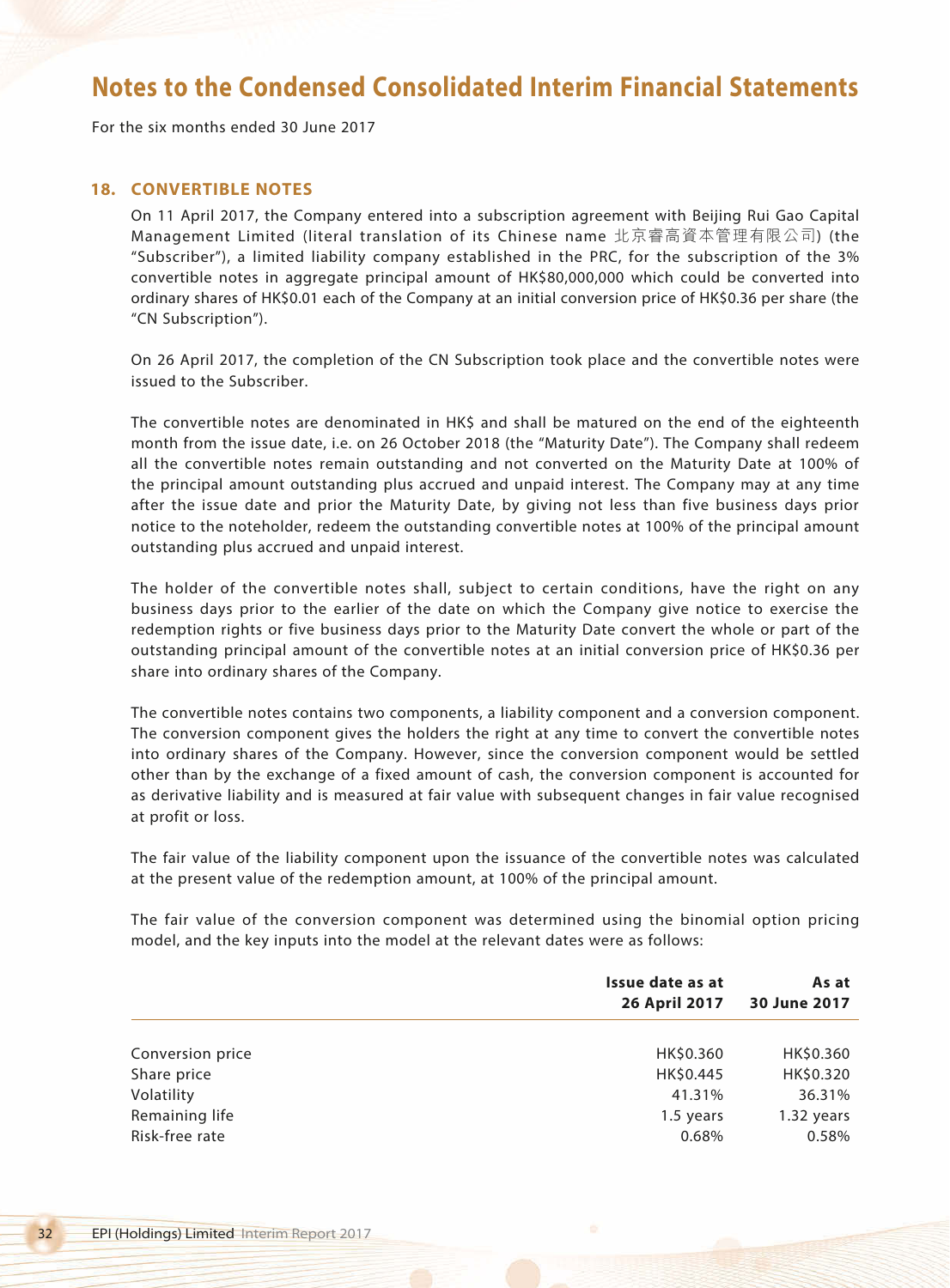# Notes to the Condensed Consolidated Interim Financial Statements

For the six months ended 30 June 2017

## 18. CONVERTIBLE NOTES

On 11 April 2017, the Company entered into a subscription agreement with Beijing Rui Gao Capital Management Limited (literal translation of its Chinese name 北京睿高資本管理有限公司) (the "Subscriber"), a limited liability company established in the PRC, for the subscription of the 3% convertible notes in aggregate principal amount of HK$80,000,000 which could be converted into ordinary shares of HK$0.01 each of the Company at an initial conversion price of HK$0.36 per share (the "CN Subscription").

On 26 April 2017, the completion of the CN Subscription took place and the convertible notes were issued to the Subscriber.

The convertible notes are denominated in HK$ and shall be matured on the end of the eighteenth month from the issue date, i.e. on 26 October 2018 (the "Maturity Date"). The Company shall redeem all the convertible notes remain outstanding and not converted on the Maturity Date at 100% of the principal amount outstanding plus accrued and unpaid interest. The Company may at any time after the issue date and prior the Maturity Date, by giving not less than five business days prior notice to the noteholder, redeem the outstanding convertible notes at 100% of the principal amount outstanding plus accrued and unpaid interest.

The holder of the convertible notes shall, subject to certain conditions, have the right on any business days prior to the earlier of the date on which the Company give notice to exercise the redemption rights or five business days prior to the Maturity Date convert the whole or part of the outstanding principal amount of the convertible notes at an initial conversion price of HK$0.36 per share into ordinary shares of the Company.

The convertible notes contains two components, a liability component and a conversion component. The conversion component gives the holders the right at any time to convert the convertible notes into ordinary shares of the Company. However, since the conversion component would be settled other than by the exchange of a fixed amount of cash, the conversion component is accounted for as derivative liability and is measured at fair value with subsequent changes in fair value recognised at profit or loss.

The fair value of the liability component upon the issuance of the convertible notes was calculated at the present value of the redemption amount, at 100% of the principal amount.

The fair value of the conversion component was determined using the binomial option pricing model, and the key inputs into the model at the relevant dates were as follows:

| | **Issue date as at 26 April 2017** | **As at 30 June 2017** |
|---|---|---|
| Conversion price | HK$0.360 | HK$0.360 |
| Share price | HK$0.445 | HK$0.320 |
| Volatility | 41.31% | 36.31% |
| Remaining life | 1.5 years | 1.32 years |
| Risk-free rate | 0.68% | 0.58% |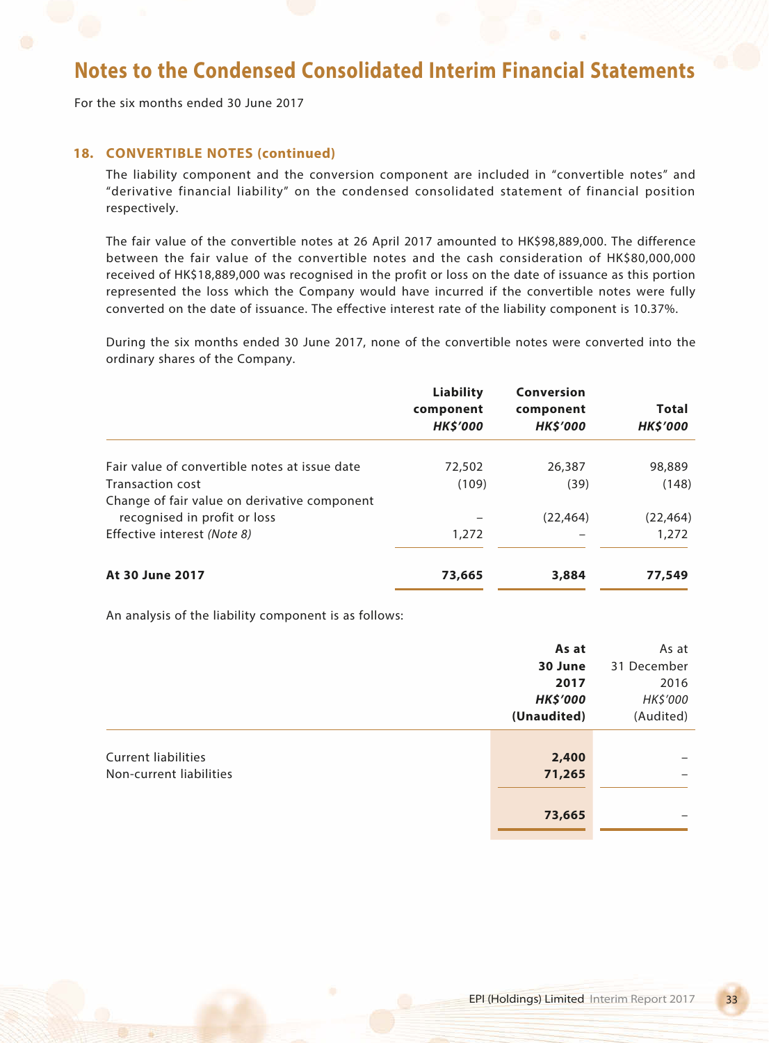# Notes to the Condensed Consolidated Interim Financial Statements

For the six months ended 30 June 2017

## 18. CONVERTIBLE NOTES (continued)

The liability component and the conversion component are included in "convertible notes" and "derivative financial liability" on the condensed consolidated statement of financial position respectively.

The fair value of the convertible notes at 26 April 2017 amounted to HK$98,889,000. The difference between the fair value of the convertible notes and the cash consideration of HK$80,000,000 received of HK$18,889,000 was recognised in the profit or loss on the date of issuance as this portion represented the loss which the Company would have incurred if the convertible notes were fully converted on the date of issuance. The effective interest rate of the liability component is 10.37%.

During the six months ended 30 June 2017, none of the convertible notes were converted into the ordinary shares of the Company.

| | Liability component *HK$'000* | Conversion component *HK$'000* | Total *HK$'000* |
|---|---|---|---|
| Fair value of convertible notes at issue date | 72,502 | 26,387 | 98,889 |
| Transaction cost | (109) | (39) | (148) |
| Change of fair value on derivative component recognised in profit or loss | – | (22,464) | (22,464) |
| Effective interest *(Note 8)* | 1,272 | – | 1,272 |
| **At 30 June 2017** | **73,665** | **3,884** | **77,549** |

An analysis of the liability component is as follows:

| | **As at 30 June 2017** ***HK$'000*** **(Unaudited)** | As at 31 December 2016 *HK$'000* (Audited) |
|---|---|---|
| Current liabilities | **2,400** | – |
| Non-current liabilities | **71,265** | – |
| | **73,665** | – |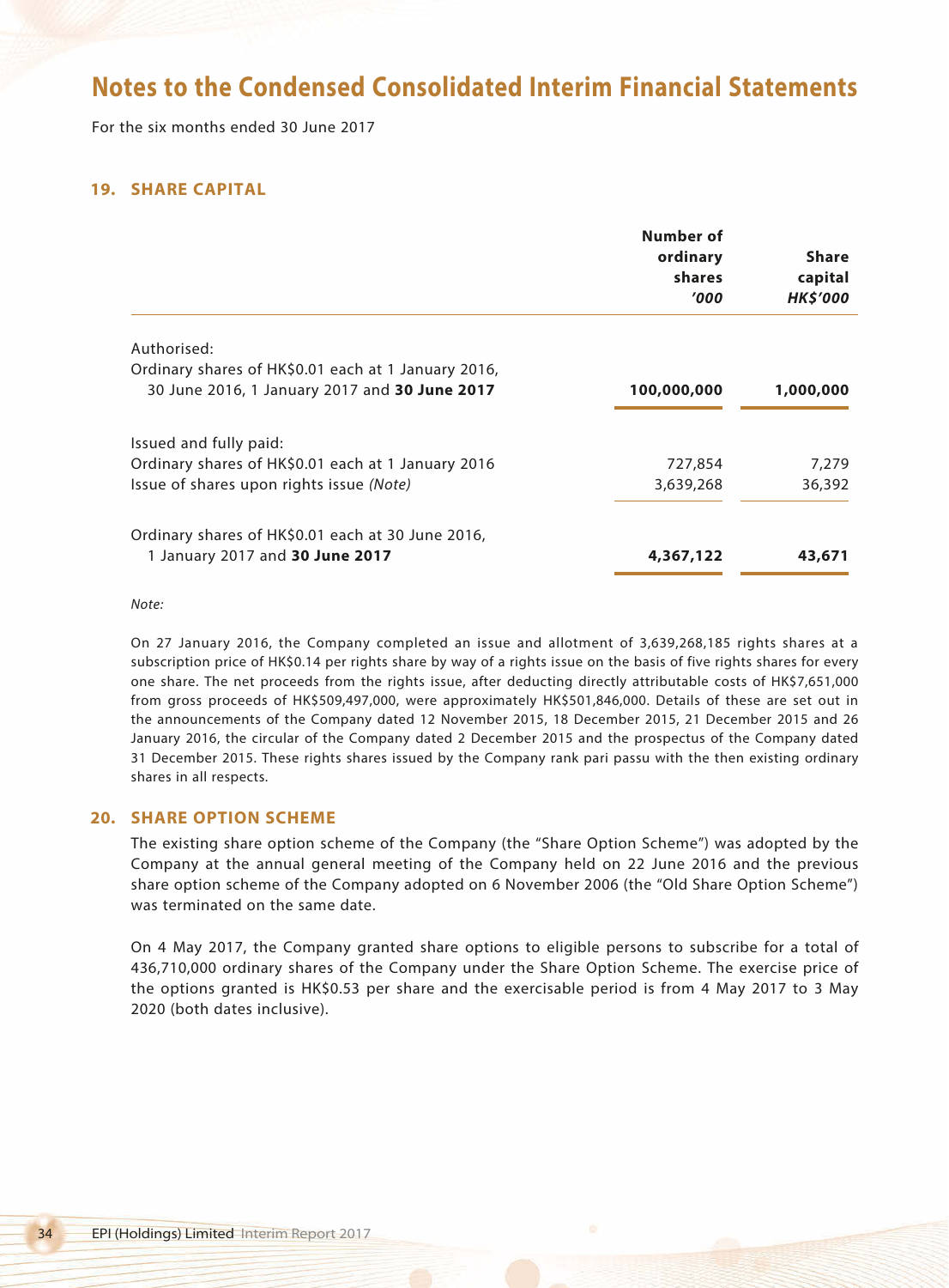# Notes to the Condensed Consolidated Interim Financial Statements

For the six months ended 30 June 2017

## 19. SHARE CAPITAL

| | Number of ordinary shares *'000* | Share capital *HK$'000* |
|---|---|---|
| Authorised: | | |
| Ordinary shares of HK$0.01 each at 1 January 2016, 30 June 2016, 1 January 2017 and **30 June 2017** | **100,000,000** | **1,000,000** |
| Issued and fully paid: | | |
| Ordinary shares of HK$0.01 each at 1 January 2016 | 727,854 | 7,279 |
| Issue of shares upon rights issue *(Note)* | 3,639,268 | 36,392 |
| Ordinary shares of HK$0.01 each at 30 June 2016, 1 January 2017 and **30 June 2017** | **4,367,122** | **43,671** |

*Note:*

On 27 January 2016, the Company completed an issue and allotment of 3,639,268,185 rights shares at a subscription price of HK$0.14 per rights share by way of a rights issue on the basis of five rights shares for every one share. The net proceeds from the rights issue, after deducting directly attributable costs of HK$7,651,000 from gross proceeds of HK$509,497,000, were approximately HK$501,846,000. Details of these are set out in the announcements of the Company dated 12 November 2015, 18 December 2015, 21 December 2015 and 26 January 2016, the circular of the Company dated 2 December 2015 and the prospectus of the Company dated 31 December 2015. These rights shares issued by the Company rank pari passu with the then existing ordinary shares in all respects.

## 20. SHARE OPTION SCHEME

The existing share option scheme of the Company (the "Share Option Scheme") was adopted by the Company at the annual general meeting of the Company held on 22 June 2016 and the previous share option scheme of the Company adopted on 6 November 2006 (the "Old Share Option Scheme") was terminated on the same date.

On 4 May 2017, the Company granted share options to eligible persons to subscribe for a total of 436,710,000 ordinary shares of the Company under the Share Option Scheme. The exercise price of the options granted is HK$0.53 per share and the exercisable period is from 4 May 2017 to 3 May 2020 (both dates inclusive).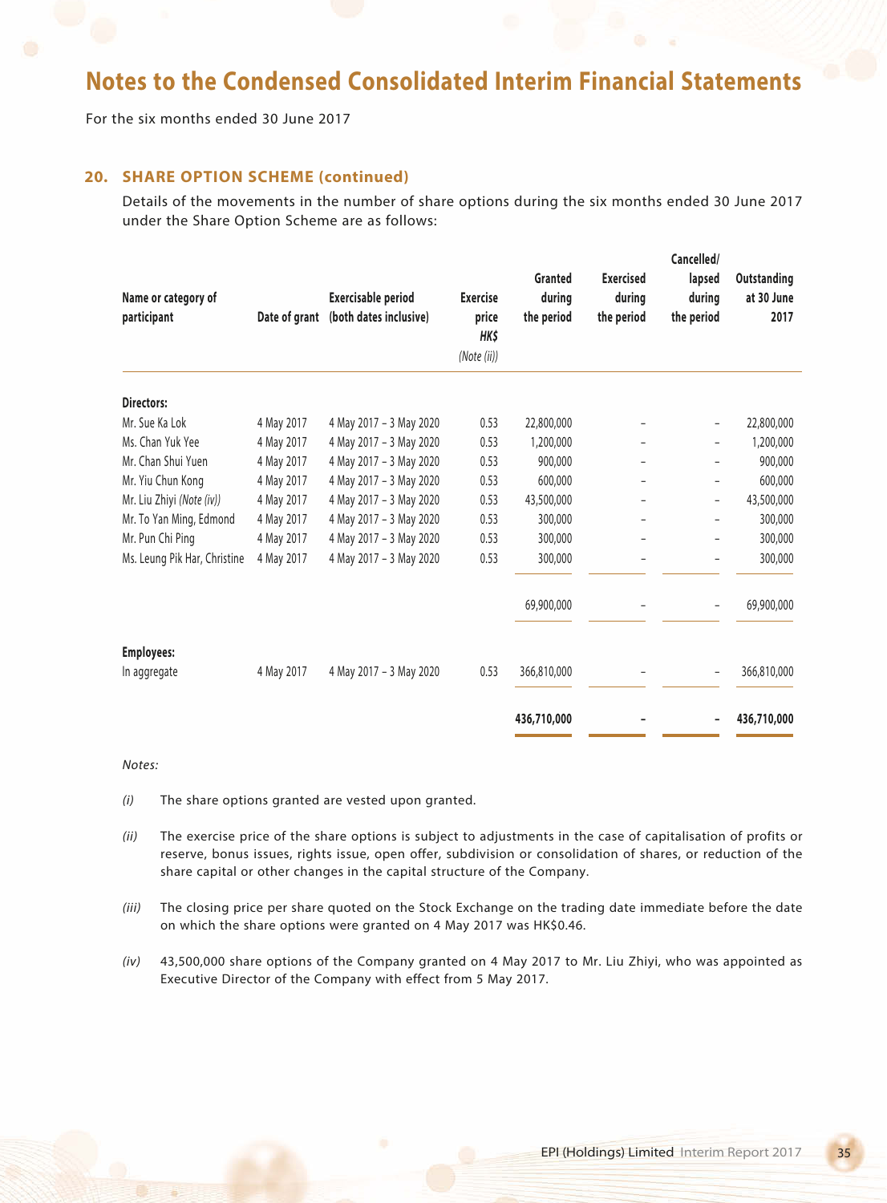# Notes to the Condensed Consolidated Interim Financial Statements

For the six months ended 30 June 2017

## 20. SHARE OPTION SCHEME (continued)

Details of the movements in the number of share options during the six months ended 30 June 2017 under the Share Option Scheme are as follows:

| Name or category of participant | Date of grant | Exercisable period (both dates inclusive) | Exercise price HK$ (Note (ii)) | Granted during the period | Exercised during the period | Cancelled/ lapsed during the period | Outstanding at 30 June 2017 |
|---|---|---|---|---|---|---|---|
| **Directors:** | | | | | | | |
| Mr. Sue Ka Lok | 4 May 2017 | 4 May 2017 – 3 May 2020 | 0.53 | 22,800,000 | – | – | 22,800,000 |
| Ms. Chan Yuk Yee | 4 May 2017 | 4 May 2017 – 3 May 2020 | 0.53 | 1,200,000 | – | – | 1,200,000 |
| Mr. Chan Shui Yuen | 4 May 2017 | 4 May 2017 – 3 May 2020 | 0.53 | 900,000 | – | – | 900,000 |
| Mr. Yiu Chun Kong | 4 May 2017 | 4 May 2017 – 3 May 2020 | 0.53 | 600,000 | – | – | 600,000 |
| Mr. Liu Zhiyi *(Note (iv))* | 4 May 2017 | 4 May 2017 – 3 May 2020 | 0.53 | 43,500,000 | – | – | 43,500,000 |
| Mr. To Yan Ming, Edmond | 4 May 2017 | 4 May 2017 – 3 May 2020 | 0.53 | 300,000 | – | – | 300,000 |
| Mr. Pun Chi Ping | 4 May 2017 | 4 May 2017 – 3 May 2020 | 0.53 | 300,000 | – | – | 300,000 |
| Ms. Leung Pik Har, Christine | 4 May 2017 | 4 May 2017 – 3 May 2020 | 0.53 | 300,000 | – | – | 300,000 |
| | | | | 69,900,000 | – | – | 69,900,000 |
| **Employees:** | | | | | | | |
| In aggregate | 4 May 2017 | 4 May 2017 – 3 May 2020 | 0.53 | 366,810,000 | – | – | 366,810,000 |
| | | | | **436,710,000** | **–** | **–** | **436,710,000** |

*Notes:*

*(i)* The share options granted are vested upon granted.

*(ii)* The exercise price of the share options is subject to adjustments in the case of capitalisation of profits or reserve, bonus issues, rights issue, open offer, subdivision or consolidation of shares, or reduction of the share capital or other changes in the capital structure of the Company.

*(iii)* The closing price per share quoted on the Stock Exchange on the trading date immediate before the date on which the share options were granted on 4 May 2017 was HK$0.46.

*(iv)* 43,500,000 share options of the Company granted on 4 May 2017 to Mr. Liu Zhiyi, who was appointed as Executive Director of the Company with effect from 5 May 2017.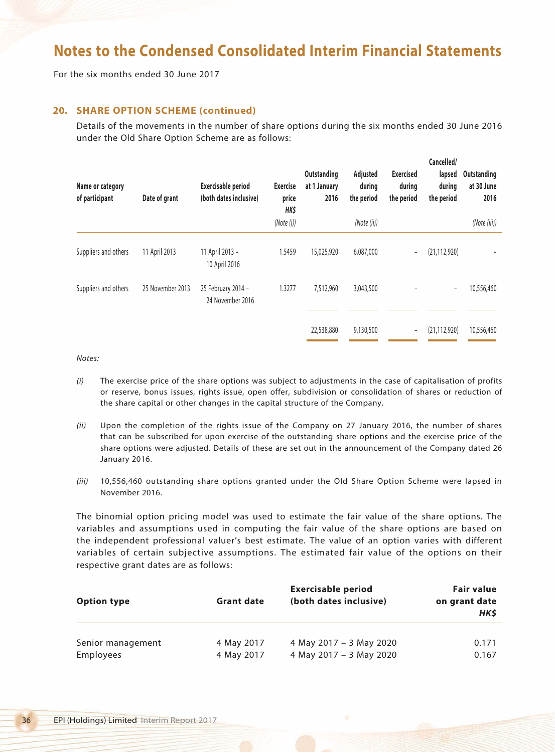# Notes to the Condensed Consolidated Interim Financial Statements

For the six months ended 30 June 2017

## 20. SHARE OPTION SCHEME (continued)

Details of the movements in the number of share options during the six months ended 30 June 2016 under the Old Share Option Scheme are as follows:

| Name or category of participant | Date of grant | Exercisable period (both dates inclusive) | Exercise price HK$ (Note (i)) | Outstanding at 1 January 2016 | Adjusted during the period (Note (ii)) | Exercised during the period | Cancelled/ lapsed during the period | Outstanding at 30 June 2016 (Note (iii)) |
|---|---|---|---|---|---|---|---|---|
| Suppliers and others | 11 April 2013 | 11 April 2013 – 10 April 2016 | 1.5459 | 15,025,920 | 6,087,000 | – | (21,112,920) | – |
| Suppliers and others | 25 November 2013 | 25 February 2014 – 24 November 2016 | 1.3277 | 7,512,960 | 3,043,500 | – | – | 10,556,460 |
| | | | | 22,538,880 | 9,130,500 | – | (21,112,920) | 10,556,460 |

*Notes:*

*(i)* The exercise price of the share options was subject to adjustments in the case of capitalisation of profits or reserve, bonus issues, rights issue, open offer, subdivision or consolidation of shares or reduction of the share capital or other changes in the capital structure of the Company.

*(ii)* Upon the completion of the rights issue of the Company on 27 January 2016, the number of shares that can be subscribed for upon exercise of the outstanding share options and the exercise price of the share options were adjusted. Details of these are set out in the announcement of the Company dated 26 January 2016.

*(iii)* 10,556,460 outstanding share options granted under the Old Share Option Scheme were lapsed in November 2016.

The binomial option pricing model was used to estimate the fair value of the share options. The variables and assumptions used in computing the fair value of the share options are based on the independent professional valuer's best estimate. The value of an option varies with different variables of certain subjective assumptions. The estimated fair value of the options on their respective grant dates are as follows:

| Option type | Grant date | Exercisable period (both dates inclusive) | Fair value on grant date HK$ |
|---|---|---|---|
| Senior management | 4 May 2017 | 4 May 2017 – 3 May 2020 | 0.171 |
| Employees | 4 May 2017 | 4 May 2017 – 3 May 2020 | 0.167 |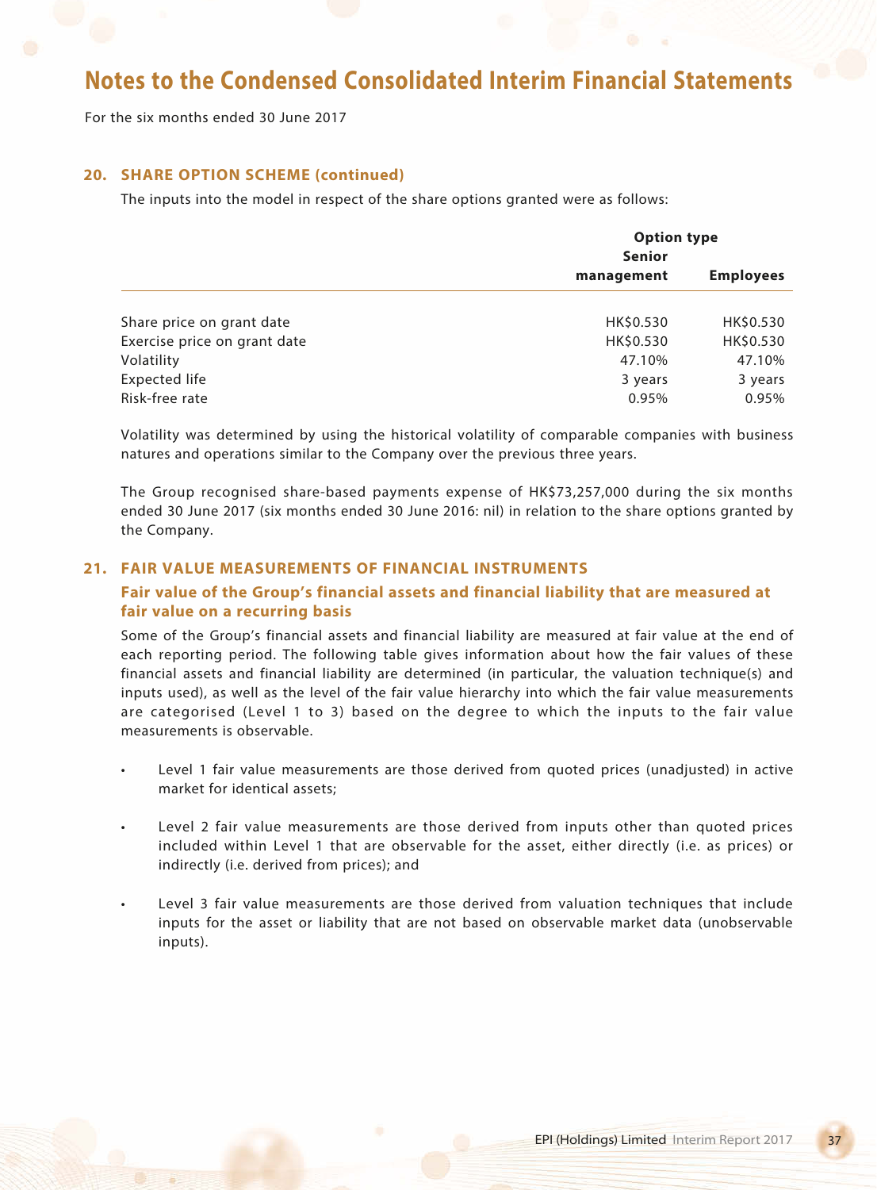# Notes to the Condensed Consolidated Interim Financial Statements

For the six months ended 30 June 2017

## 20. SHARE OPTION SCHEME (continued)

The inputs into the model in respect of the share options granted were as follows:

| | Option type | |
|---|---|---|
| | Senior management | Employees |
| Share price on grant date | HK$0.530 | HK$0.530 |
| Exercise price on grant date | HK$0.530 | HK$0.530 |
| Volatility | 47.10% | 47.10% |
| Expected life | 3 years | 3 years |
| Risk-free rate | 0.95% | 0.95% |

Volatility was determined by using the historical volatility of comparable companies with business natures and operations similar to the Company over the previous three years.

The Group recognised share-based payments expense of HK$73,257,000 during the six months ended 30 June 2017 (six months ended 30 June 2016: nil) in relation to the share options granted by the Company.

## 21. FAIR VALUE MEASUREMENTS OF FINANCIAL INSTRUMENTS

### Fair value of the Group's financial assets and financial liability that are measured at fair value on a recurring basis

Some of the Group's financial assets and financial liability are measured at fair value at the end of each reporting period. The following table gives information about how the fair values of these financial assets and financial liability are determined (in particular, the valuation technique(s) and inputs used), as well as the level of the fair value hierarchy into which the fair value measurements are categorised (Level 1 to 3) based on the degree to which the inputs to the fair value measurements is observable.

- Level 1 fair value measurements are those derived from quoted prices (unadjusted) in active market for identical assets;
- Level 2 fair value measurements are those derived from inputs other than quoted prices included within Level 1 that are observable for the asset, either directly (i.e. as prices) or indirectly (i.e. derived from prices); and
- Level 3 fair value measurements are those derived from valuation techniques that include inputs for the asset or liability that are not based on observable market data (unobservable inputs).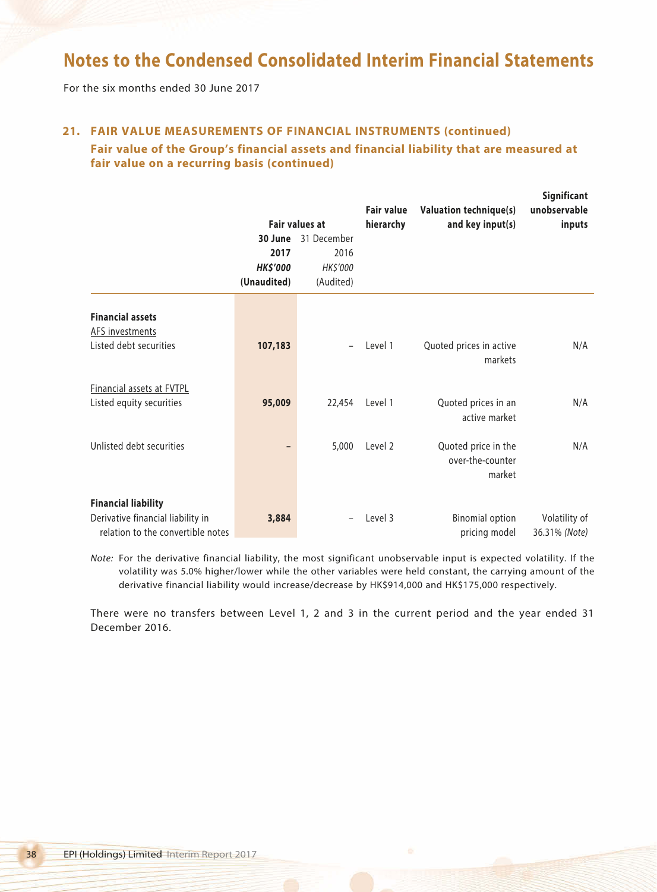# Notes to the Condensed Consolidated Interim Financial Statements

For the six months ended 30 June 2017

## 21. FAIR VALUE MEASUREMENTS OF FINANCIAL INSTRUMENTS (continued)

### Fair value of the Group's financial assets and financial liability that are measured at fair value on a recurring basis (continued)

| | Fair values at | | Fair value hierarchy | Valuation technique(s) and key input(s) | Significant unobservable inputs |
|---|---|---|---|---|---|
| | **30 June 2017** | 31 December 2016 | | | |
| | ***HK$'000*** | *HK$'000* | | | |
| | **(Unaudited)** | (Audited) | | | |
| **Financial assets** | | | | | |
| AFS investments | | | | | |
| Listed debt securities | **107,183** | – | Level 1 | Quoted prices in active markets | N/A |
| Financial assets at FVTPL | | | | | |
| Listed equity securities | **95,009** | 22,454 | Level 1 | Quoted prices in an active market | N/A |
| Unlisted debt securities | **–** | 5,000 | Level 2 | Quoted price in the over-the-counter market | N/A |
| **Financial liability** | | | | | |
| Derivative financial liability in relation to the convertible notes | **3,884** | – | Level 3 | Binomial option pricing model | Volatility of 36.31% *(Note)* |

*Note:* For the derivative financial liability, the most significant unobservable input is expected volatility. If the volatility was 5.0% higher/lower while the other variables were held constant, the carrying amount of the derivative financial liability would increase/decrease by HK$914,000 and HK$175,000 respectively.

There were no transfers between Level 1, 2 and 3 in the current period and the year ended 31 December 2016.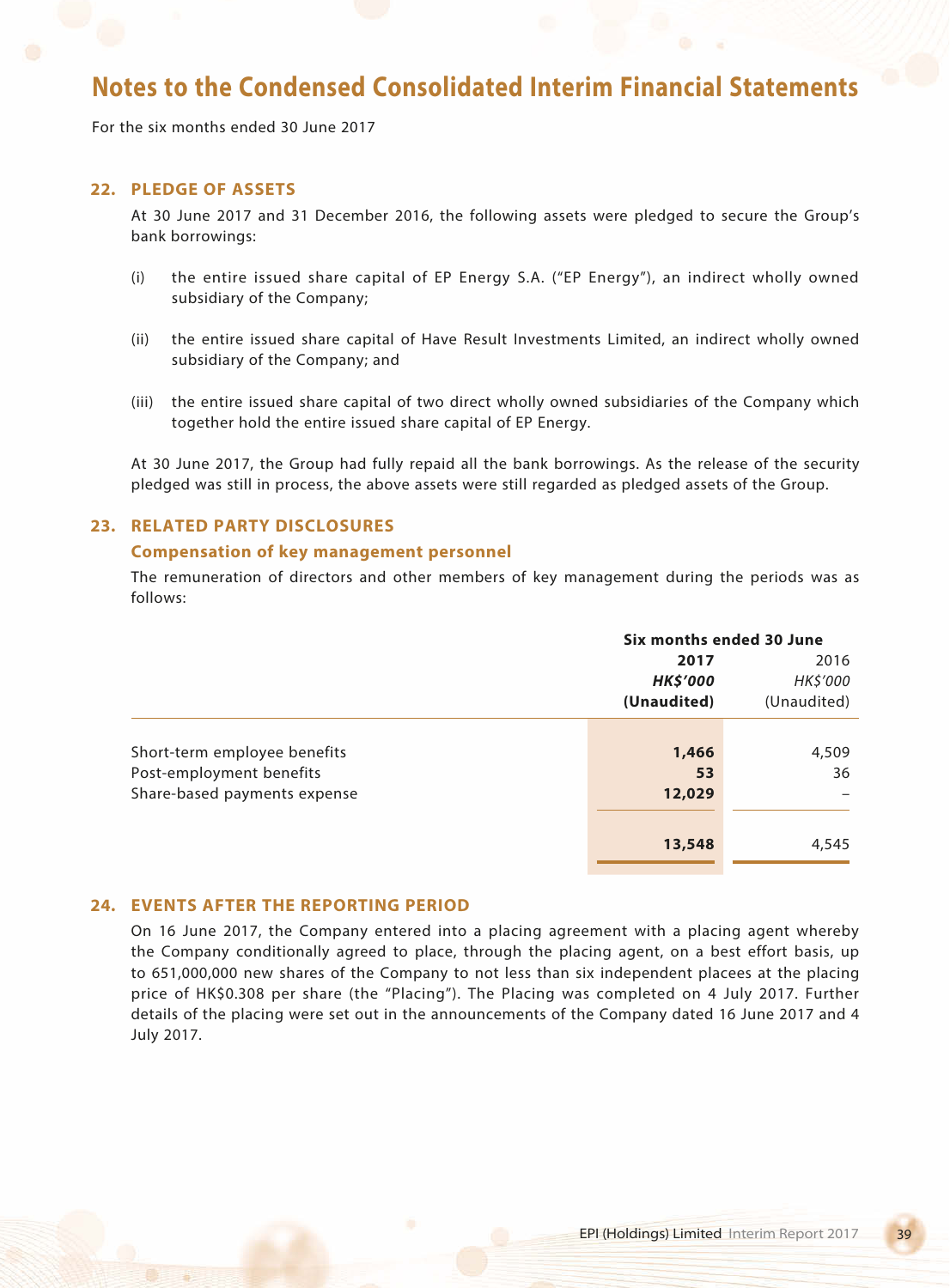# Notes to the Condensed Consolidated Interim Financial Statements

For the six months ended 30 June 2017

## 22. PLEDGE OF ASSETS

At 30 June 2017 and 31 December 2016, the following assets were pledged to secure the Group's bank borrowings:

(i) the entire issued share capital of EP Energy S.A. ("EP Energy"), an indirect wholly owned subsidiary of the Company;

(ii) the entire issued share capital of Have Result Investments Limited, an indirect wholly owned subsidiary of the Company; and

(iii) the entire issued share capital of two direct wholly owned subsidiaries of the Company which together hold the entire issued share capital of EP Energy.

At 30 June 2017, the Group had fully repaid all the bank borrowings. As the release of the security pledged was still in process, the above assets were still regarded as pledged assets of the Group.

## 23. RELATED PARTY DISCLOSURES

### Compensation of key management personnel

The remuneration of directors and other members of key management during the periods was as follows:

| | Six months ended 30 June | |
|---|---|---|
| | **2017** | 2016 |
| | ***HK$'000*** | *HK$'000* |
| | **(Unaudited)** | (Unaudited) |
| Short-term employee benefits | **1,466** | 4,509 |
| Post-employment benefits | **53** | 36 |
| Share-based payments expense | **12,029** | – |
| | **13,548** | 4,545 |

## 24. EVENTS AFTER THE REPORTING PERIOD

On 16 June 2017, the Company entered into a placing agreement with a placing agent whereby the Company conditionally agreed to place, through the placing agent, on a best effort basis, up to 651,000,000 new shares of the Company to not less than six independent placees at the placing price of HK$0.308 per share (the "Placing"). The Placing was completed on 4 July 2017. Further details of the placing were set out in the announcements of the Company dated 16 June 2017 and 4 July 2017.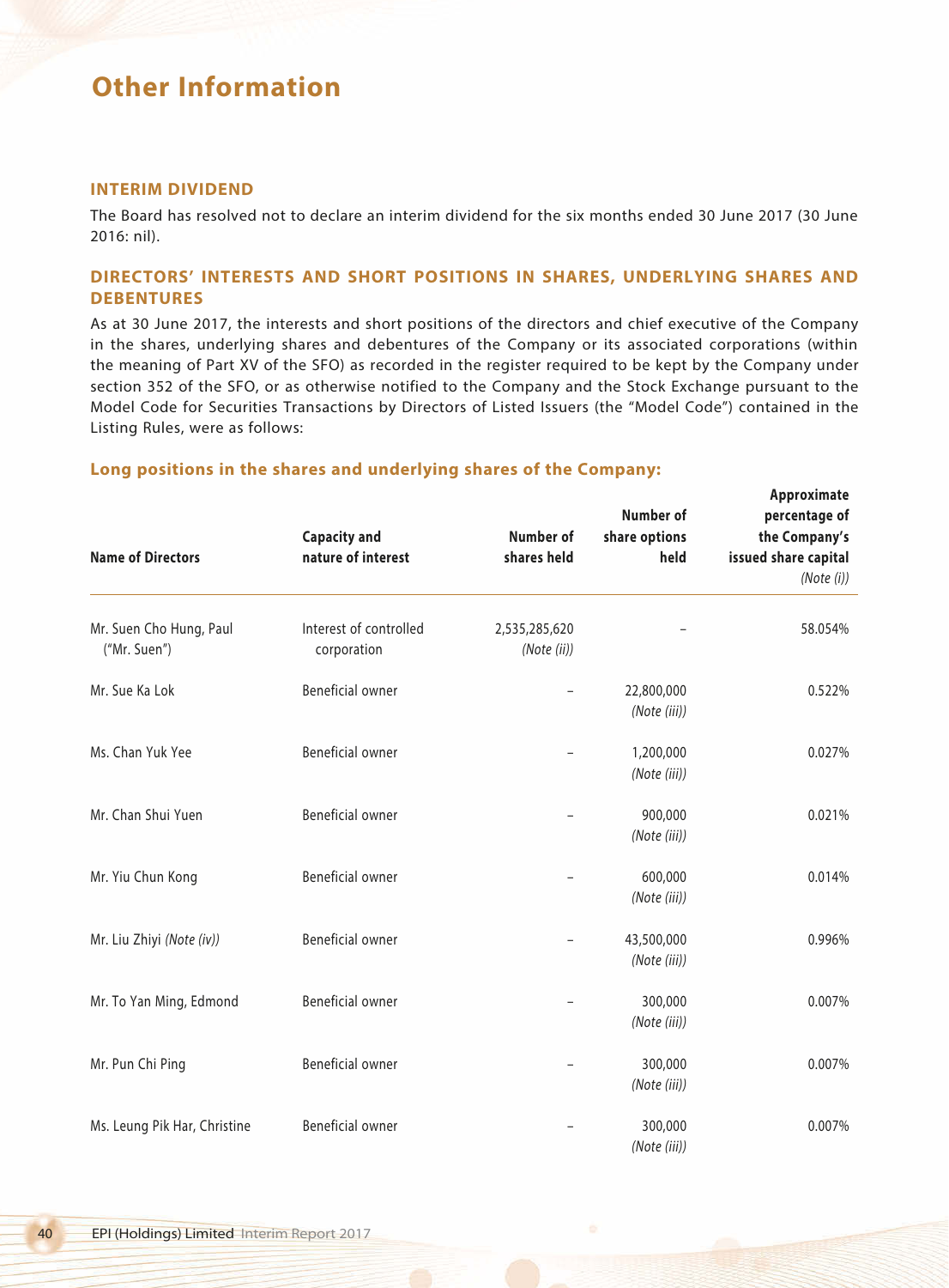# Other Information

## INTERIM DIVIDEND

The Board has resolved not to declare an interim dividend for the six months ended 30 June 2017 (30 June 2016: nil).

## DIRECTORS' INTERESTS AND SHORT POSITIONS IN SHARES, UNDERLYING SHARES AND DEBENTURES

As at 30 June 2017, the interests and short positions of the directors and chief executive of the Company in the shares, underlying shares and debentures of the Company or its associated corporations (within the meaning of Part XV of the SFO) as recorded in the register required to be kept by the Company under section 352 of the SFO, or as otherwise notified to the Company and the Stock Exchange pursuant to the Model Code for Securities Transactions by Directors of Listed Issuers (the "Model Code") contained in the Listing Rules, were as follows:

### Long positions in the shares and underlying shares of the Company:

| Name of Directors | Capacity and nature of interest | Number of shares held | Number of share options held | Approximate percentage of the Company's issued share capital *(Note (i))* |
|---|---|---|---|---|
| Mr. Suen Cho Hung, Paul ("Mr. Suen") | Interest of controlled corporation | 2,535,285,620 *(Note (ii))* | – | 58.054% |
| Mr. Sue Ka Lok | Beneficial owner | – | 22,800,000 *(Note (iii))* | 0.522% |
| Ms. Chan Yuk Yee | Beneficial owner | – | 1,200,000 *(Note (iii))* | 0.027% |
| Mr. Chan Shui Yuen | Beneficial owner | – | 900,000 *(Note (iii))* | 0.021% |
| Mr. Yiu Chun Kong | Beneficial owner | – | 600,000 *(Note (iii))* | 0.014% |
| Mr. Liu Zhiyi *(Note (iv))* | Beneficial owner | – | 43,500,000 *(Note (iii))* | 0.996% |
| Mr. To Yan Ming, Edmond | Beneficial owner | – | 300,000 *(Note (iii))* | 0.007% |
| Mr. Pun Chi Ping | Beneficial owner | – | 300,000 *(Note (iii))* | 0.007% |
| Ms. Leung Pik Har, Christine | Beneficial owner | – | 300,000 *(Note (iii))* | 0.007% |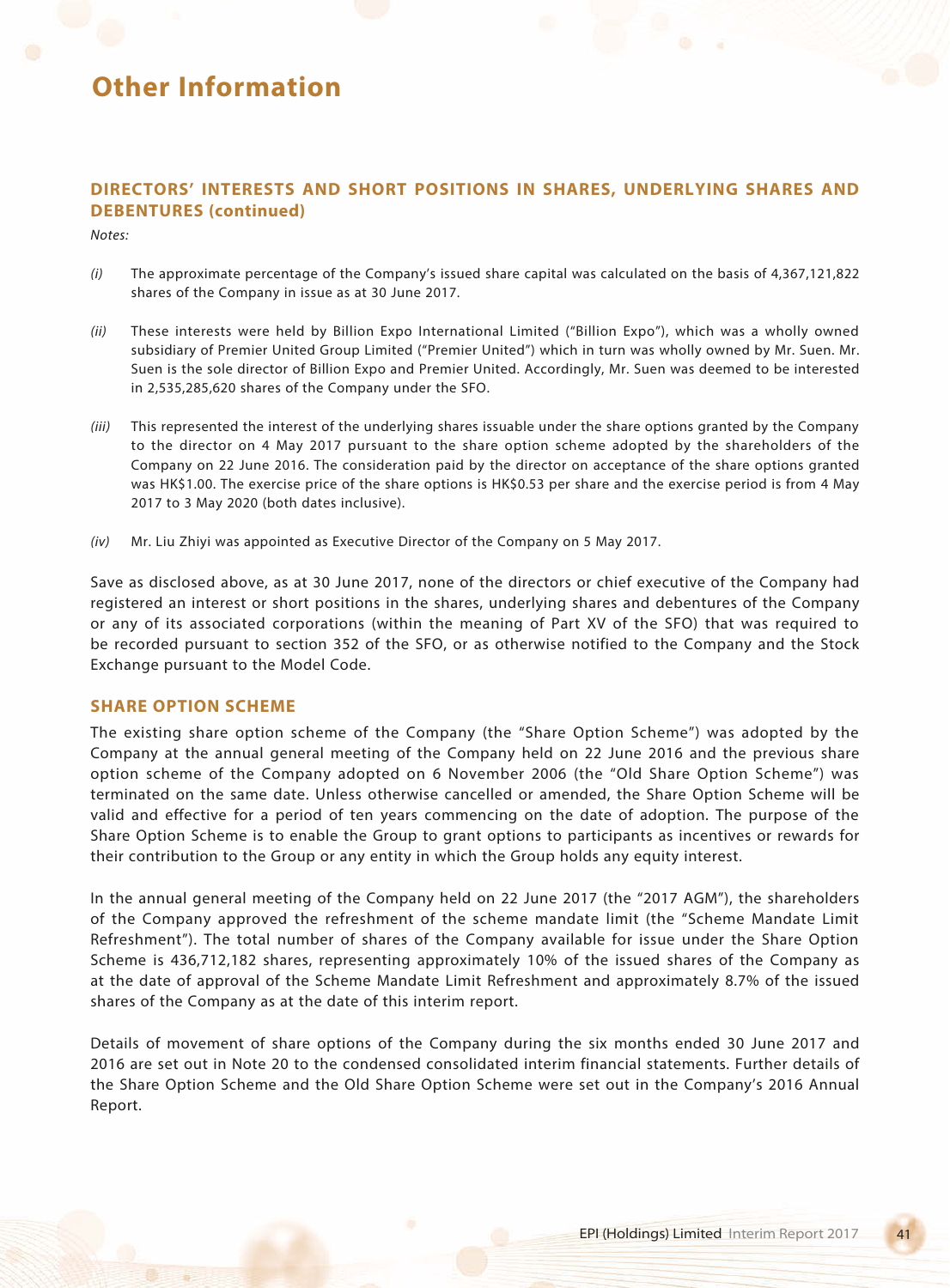# Other Information

## DIRECTORS' INTERESTS AND SHORT POSITIONS IN SHARES, UNDERLYING SHARES AND DEBENTURES (continued)

*Notes:*

*(i)* The approximate percentage of the Company's issued share capital was calculated on the basis of 4,367,121,822 shares of the Company in issue as at 30 June 2017.

*(ii)* These interests were held by Billion Expo International Limited ("Billion Expo"), which was a wholly owned subsidiary of Premier United Group Limited ("Premier United") which in turn was wholly owned by Mr. Suen. Mr. Suen is the sole director of Billion Expo and Premier United. Accordingly, Mr. Suen was deemed to be interested in 2,535,285,620 shares of the Company under the SFO.

*(iii)* This represented the interest of the underlying shares issuable under the share options granted by the Company to the director on 4 May 2017 pursuant to the share option scheme adopted by the shareholders of the Company on 22 June 2016. The consideration paid by the director on acceptance of the share options granted was HK$1.00. The exercise price of the share options is HK$0.53 per share and the exercise period is from 4 May 2017 to 3 May 2020 (both dates inclusive).

*(iv)* Mr. Liu Zhiyi was appointed as Executive Director of the Company on 5 May 2017.

Save as disclosed above, as at 30 June 2017, none of the directors or chief executive of the Company had registered an interest or short positions in the shares, underlying shares and debentures of the Company or any of its associated corporations (within the meaning of Part XV of the SFO) that was required to be recorded pursuant to section 352 of the SFO, or as otherwise notified to the Company and the Stock Exchange pursuant to the Model Code.

## SHARE OPTION SCHEME

The existing share option scheme of the Company (the "Share Option Scheme") was adopted by the Company at the annual general meeting of the Company held on 22 June 2016 and the previous share option scheme of the Company adopted on 6 November 2006 (the "Old Share Option Scheme") was terminated on the same date. Unless otherwise cancelled or amended, the Share Option Scheme will be valid and effective for a period of ten years commencing on the date of adoption. The purpose of the Share Option Scheme is to enable the Group to grant options to participants as incentives or rewards for their contribution to the Group or any entity in which the Group holds any equity interest.

In the annual general meeting of the Company held on 22 June 2017 (the "2017 AGM"), the shareholders of the Company approved the refreshment of the scheme mandate limit (the "Scheme Mandate Limit Refreshment"). The total number of shares of the Company available for issue under the Share Option Scheme is 436,712,182 shares, representing approximately 10% of the issued shares of the Company as at the date of approval of the Scheme Mandate Limit Refreshment and approximately 8.7% of the issued shares of the Company as at the date of this interim report.

Details of movement of share options of the Company during the six months ended 30 June 2017 and 2016 are set out in Note 20 to the condensed consolidated interim financial statements. Further details of the Share Option Scheme and the Old Share Option Scheme were set out in the Company's 2016 Annual Report.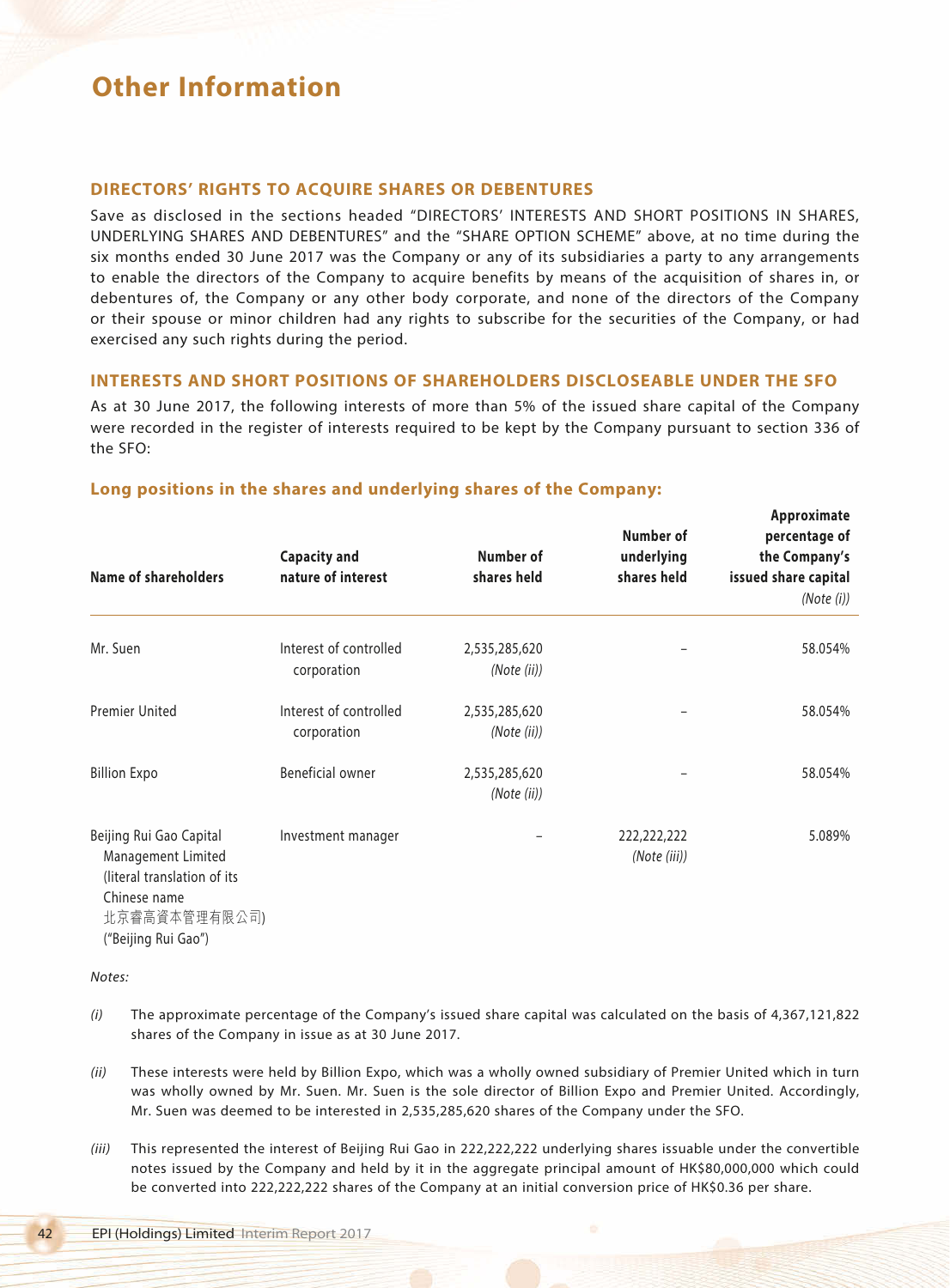# Other Information

## DIRECTORS' RIGHTS TO ACQUIRE SHARES OR DEBENTURES

Save as disclosed in the sections headed "DIRECTORS' INTERESTS AND SHORT POSITIONS IN SHARES, UNDERLYING SHARES AND DEBENTURES" and the "SHARE OPTION SCHEME" above, at no time during the six months ended 30 June 2017 was the Company or any of its subsidiaries a party to any arrangements to enable the directors of the Company to acquire benefits by means of the acquisition of shares in, or debentures of, the Company or any other body corporate, and none of the directors of the Company or their spouse or minor children had any rights to subscribe for the securities of the Company, or had exercised any such rights during the period.

## INTERESTS AND SHORT POSITIONS OF SHAREHOLDERS DISCLOSEABLE UNDER THE SFO

As at 30 June 2017, the following interests of more than 5% of the issued share capital of the Company were recorded in the register of interests required to be kept by the Company pursuant to section 336 of the SFO:

### Long positions in the shares and underlying shares of the Company:

| Name of shareholders | Capacity and nature of interest | Number of shares held | Number of underlying shares held | Approximate percentage of the Company's issued share capital *(Note (i))* |
|---|---|---|---|---|
| Mr. Suen | Interest of controlled corporation | 2,535,285,620 *(Note (ii))* | – | 58.054% |
| Premier United | Interest of controlled corporation | 2,535,285,620 *(Note (ii))* | – | 58.054% |
| Billion Expo | Beneficial owner | 2,535,285,620 *(Note (ii))* | – | 58.054% |
| Beijing Rui Gao Capital Management Limited (literal translation of its Chinese name 北京睿高資本管理有限公司) ("Beijing Rui Gao") | Investment manager | – | 222,222,222 *(Note (iii))* | 5.089% |

*Notes:*

*(i)* The approximate percentage of the Company's issued share capital was calculated on the basis of 4,367,121,822 shares of the Company in issue as at 30 June 2017.

*(ii)* These interests were held by Billion Expo, which was a wholly owned subsidiary of Premier United which in turn was wholly owned by Mr. Suen. Mr. Suen is the sole director of Billion Expo and Premier United. Accordingly, Mr. Suen was deemed to be interested in 2,535,285,620 shares of the Company under the SFO.

*(iii)* This represented the interest of Beijing Rui Gao in 222,222,222 underlying shares issuable under the convertible notes issued by the Company and held by it in the aggregate principal amount of HK$80,000,000 which could be converted into 222,222,222 shares of the Company at an initial conversion price of HK$0.36 per share.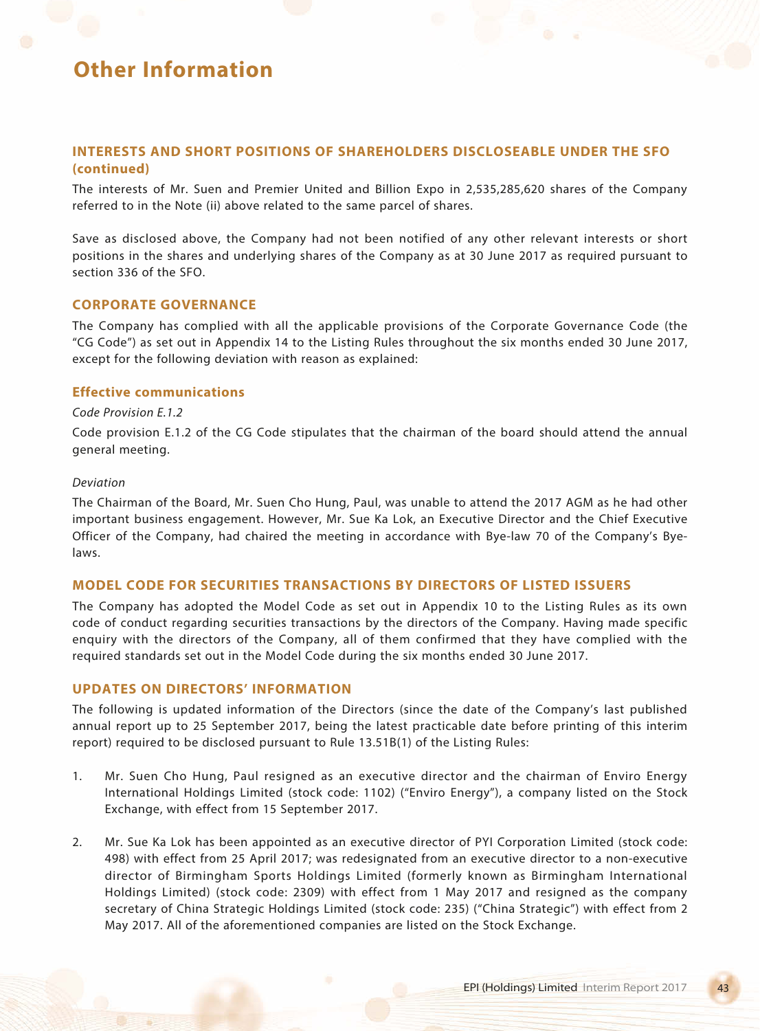# Other Information

## INTERESTS AND SHORT POSITIONS OF SHAREHOLDERS DISCLOSEABLE UNDER THE SFO (continued)

The interests of Mr. Suen and Premier United and Billion Expo in 2,535,285,620 shares of the Company referred to in the Note (ii) above related to the same parcel of shares.

Save as disclosed above, the Company had not been notified of any other relevant interests or short positions in the shares and underlying shares of the Company as at 30 June 2017 as required pursuant to section 336 of the SFO.

## CORPORATE GOVERNANCE

The Company has complied with all the applicable provisions of the Corporate Governance Code (the "CG Code") as set out in Appendix 14 to the Listing Rules throughout the six months ended 30 June 2017, except for the following deviation with reason as explained:

### Effective communications

*Code Provision E.1.2*

Code provision E.1.2 of the CG Code stipulates that the chairman of the board should attend the annual general meeting.

*Deviation*

The Chairman of the Board, Mr. Suen Cho Hung, Paul, was unable to attend the 2017 AGM as he had other important business engagement. However, Mr. Sue Ka Lok, an Executive Director and the Chief Executive Officer of the Company, had chaired the meeting in accordance with Bye-law 70 of the Company's Bye-laws.

## MODEL CODE FOR SECURITIES TRANSACTIONS BY DIRECTORS OF LISTED ISSUERS

The Company has adopted the Model Code as set out in Appendix 10 to the Listing Rules as its own code of conduct regarding securities transactions by the directors of the Company. Having made specific enquiry with the directors of the Company, all of them confirmed that they have complied with the required standards set out in the Model Code during the six months ended 30 June 2017.

## UPDATES ON DIRECTORS' INFORMATION

The following is updated information of the Directors (since the date of the Company's last published annual report up to 25 September 2017, being the latest practicable date before printing of this interim report) required to be disclosed pursuant to Rule 13.51B(1) of the Listing Rules:

1. Mr. Suen Cho Hung, Paul resigned as an executive director and the chairman of Enviro Energy International Holdings Limited (stock code: 1102) ("Enviro Energy"), a company listed on the Stock Exchange, with effect from 15 September 2017.

2. Mr. Sue Ka Lok has been appointed as an executive director of PYI Corporation Limited (stock code: 498) with effect from 25 April 2017; was redesignated from an executive director to a non-executive director of Birmingham Sports Holdings Limited (formerly known as Birmingham International Holdings Limited) (stock code: 2309) with effect from 1 May 2017 and resigned as the company secretary of China Strategic Holdings Limited (stock code: 235) ("China Strategic") with effect from 2 May 2017. All of the aforementioned companies are listed on the Stock Exchange.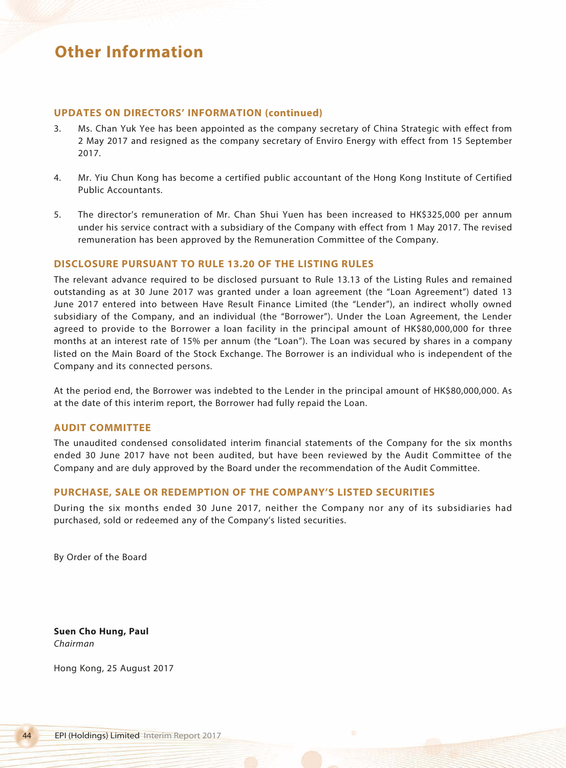# Other Information

## UPDATES ON DIRECTORS' INFORMATION (continued)

3. Ms. Chan Yuk Yee has been appointed as the company secretary of China Strategic with effect from 2 May 2017 and resigned as the company secretary of Enviro Energy with effect from 15 September 2017.

4. Mr. Yiu Chun Kong has become a certified public accountant of the Hong Kong Institute of Certified Public Accountants.

5. The director's remuneration of Mr. Chan Shui Yuen has been increased to HK$325,000 per annum under his service contract with a subsidiary of the Company with effect from 1 May 2017. The revised remuneration has been approved by the Remuneration Committee of the Company.

## DISCLOSURE PURSUANT TO RULE 13.20 OF THE LISTING RULES

The relevant advance required to be disclosed pursuant to Rule 13.13 of the Listing Rules and remained outstanding as at 30 June 2017 was granted under a loan agreement (the "Loan Agreement") dated 13 June 2017 entered into between Have Result Finance Limited (the "Lender"), an indirect wholly owned subsidiary of the Company, and an individual (the "Borrower"). Under the Loan Agreement, the Lender agreed to provide to the Borrower a loan facility in the principal amount of HK$80,000,000 for three months at an interest rate of 15% per annum (the "Loan"). The Loan was secured by shares in a company listed on the Main Board of the Stock Exchange. The Borrower is an individual who is independent of the Company and its connected persons.

At the period end, the Borrower was indebted to the Lender in the principal amount of HK$80,000,000. As at the date of this interim report, the Borrower had fully repaid the Loan.

## AUDIT COMMITTEE

The unaudited condensed consolidated interim financial statements of the Company for the six months ended 30 June 2017 have not been audited, but have been reviewed by the Audit Committee of the Company and are duly approved by the Board under the recommendation of the Audit Committee.

## PURCHASE, SALE OR REDEMPTION OF THE COMPANY'S LISTED SECURITIES

During the six months ended 30 June 2017, neither the Company nor any of its subsidiaries had purchased, sold or redeemed any of the Company's listed securities.

By Order of the Board

**Suen Cho Hung, Paul**
*Chairman*

Hong Kong, 25 August 2017